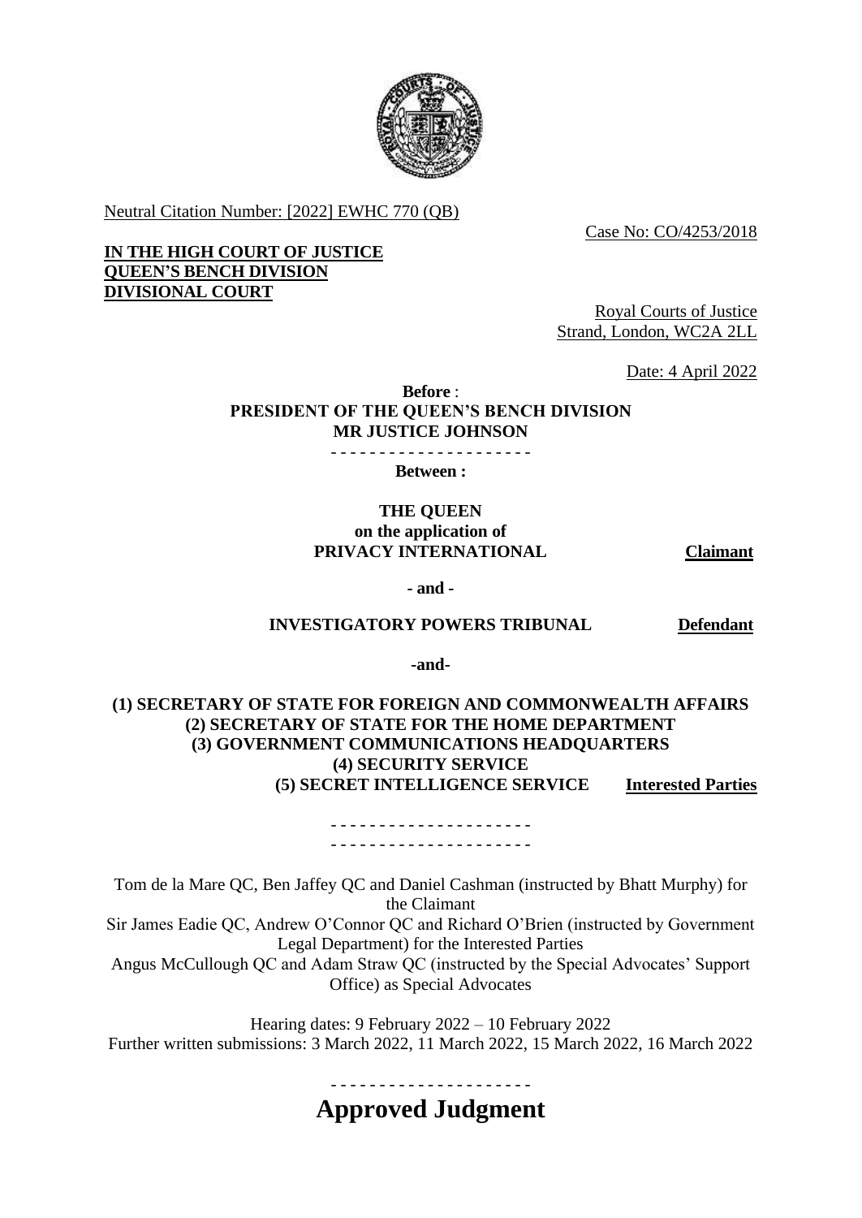Neutral Citation Number: [2022] EWHC 770 (QB)

Case No: CO/4253/2018

**IN THE HIGH COURT OF JUSTICE**
**QUEEN'S BENCH DIVISION**
**DIVISIONAL COURT**

Royal Courts of Justice
Strand, London, WC2A 2LL

Date: 4 April 2022

**Before** :

**PRESIDENT OF THE QUEEN'S BENCH DIVISION**
**MR JUSTICE JOHNSON**

- - - - - - - - - - - - - - - - - - - - -

**Between :**

**THE QUEEN**
**on the application of**
**PRIVACY INTERNATIONAL** — **Claimant**

**- and -**

**INVESTIGATORY POWERS TRIBUNAL** — **Defendant**

**-and-**

**(1) SECRETARY OF STATE FOR FOREIGN AND COMMONWEALTH AFFAIRS**
**(2) SECRETARY OF STATE FOR THE HOME DEPARTMENT**
**(3) GOVERNMENT COMMUNICATIONS HEADQUARTERS**
**(4) SECURITY SERVICE**
**(5) SECRET INTELLIGENCE SERVICE** — **Interested Parties**

- - - - - - - - - - - - - - - - - - - - -
- - - - - - - - - - - - - - - - - - - - -

Tom de la Mare QC, Ben Jaffey QC and Daniel Cashman (instructed by Bhatt Murphy) for the Claimant
Sir James Eadie QC, Andrew O'Connor QC and Richard O'Brien (instructed by Government Legal Department) for the Interested Parties
Angus McCullough QC and Adam Straw QC (instructed by the Special Advocates' Support Office) as Special Advocates

Hearing dates: 9 February 2022 – 10 February 2022
Further written submissions: 3 March 2022, 11 March 2022, 15 March 2022, 16 March 2022

- - - - - - - - - - - - - - - - - - - - -

# Approved Judgment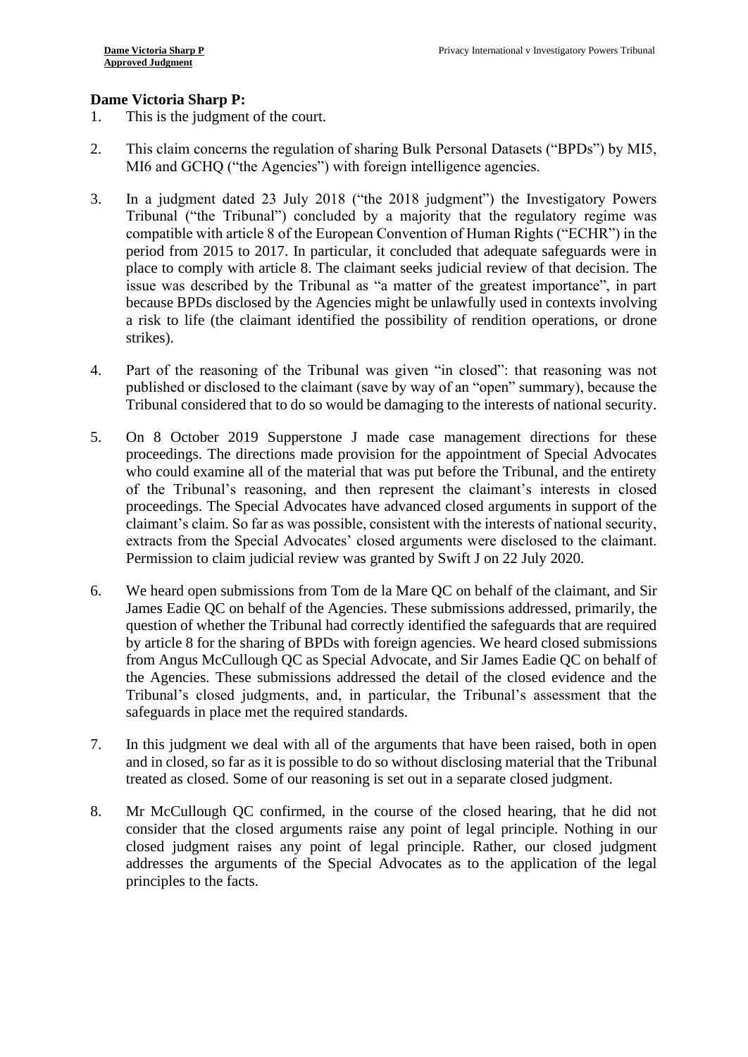**Dame Victoria Sharp P:**

1. This is the judgment of the court.

2. This claim concerns the regulation of sharing Bulk Personal Datasets ("BPDs") by MI5, MI6 and GCHQ ("the Agencies") with foreign intelligence agencies.

3. In a judgment dated 23 July 2018 ("the 2018 judgment") the Investigatory Powers Tribunal ("the Tribunal") concluded by a majority that the regulatory regime was compatible with article 8 of the European Convention of Human Rights ("ECHR") in the period from 2015 to 2017. In particular, it concluded that adequate safeguards were in place to comply with article 8. The claimant seeks judicial review of that decision. The issue was described by the Tribunal as "a matter of the greatest importance", in part because BPDs disclosed by the Agencies might be unlawfully used in contexts involving a risk to life (the claimant identified the possibility of rendition operations, or drone strikes).

4. Part of the reasoning of the Tribunal was given "in closed": that reasoning was not published or disclosed to the claimant (save by way of an "open" summary), because the Tribunal considered that to do so would be damaging to the interests of national security.

5. On 8 October 2019 Supperstone J made case management directions for these proceedings. The directions made provision for the appointment of Special Advocates who could examine all of the material that was put before the Tribunal, and the entirety of the Tribunal's reasoning, and then represent the claimant's interests in closed proceedings. The Special Advocates have advanced closed arguments in support of the claimant's claim. So far as was possible, consistent with the interests of national security, extracts from the Special Advocates' closed arguments were disclosed to the claimant. Permission to claim judicial review was granted by Swift J on 22 July 2020.

6. We heard open submissions from Tom de la Mare QC on behalf of the claimant, and Sir James Eadie QC on behalf of the Agencies. These submissions addressed, primarily, the question of whether the Tribunal had correctly identified the safeguards that are required by article 8 for the sharing of BPDs with foreign agencies. We heard closed submissions from Angus McCullough QC as Special Advocate, and Sir James Eadie QC on behalf of the Agencies. These submissions addressed the detail of the closed evidence and the Tribunal's closed judgments, and, in particular, the Tribunal's assessment that the safeguards in place met the required standards.

7. In this judgment we deal with all of the arguments that have been raised, both in open and in closed, so far as it is possible to do so without disclosing material that the Tribunal treated as closed. Some of our reasoning is set out in a separate closed judgment.

8. Mr McCullough QC confirmed, in the course of the closed hearing, that he did not consider that the closed arguments raise any point of legal principle. Nothing in our closed judgment raises any point of legal principle. Rather, our closed judgment addresses the arguments of the Special Advocates as to the application of the legal principles to the facts.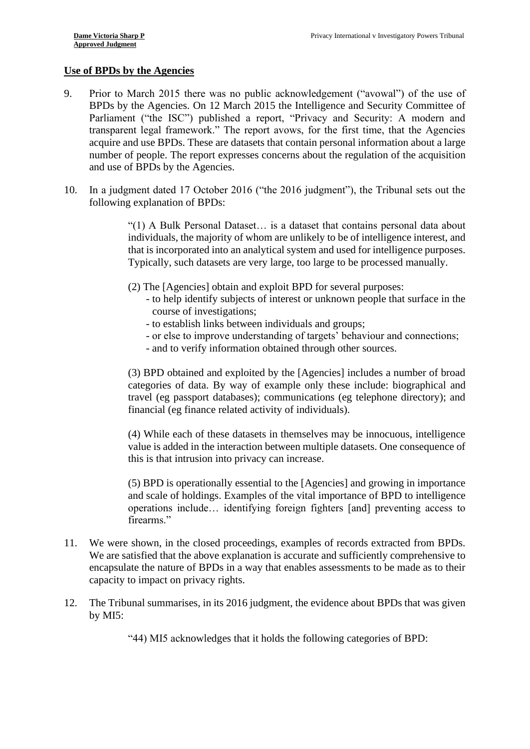## Use of BPDs by the Agencies

9. Prior to March 2015 there was no public acknowledgement ("avowal") of the use of BPDs by the Agencies. On 12 March 2015 the Intelligence and Security Committee of Parliament ("the ISC") published a report, "Privacy and Security: A modern and transparent legal framework." The report avows, for the first time, that the Agencies acquire and use BPDs. These are datasets that contain personal information about a large number of people. The report expresses concerns about the regulation of the acquisition and use of BPDs by the Agencies.

10. In a judgment dated 17 October 2016 ("the 2016 judgment"), the Tribunal sets out the following explanation of BPDs:

> "(1) A Bulk Personal Dataset… is a dataset that contains personal data about individuals, the majority of whom are unlikely to be of intelligence interest, and that is incorporated into an analytical system and used for intelligence purposes. Typically, such datasets are very large, too large to be processed manually.
>
> (2) The [Agencies] obtain and exploit BPD for several purposes:
> - to help identify subjects of interest or unknown people that surface in the course of investigations;
> - to establish links between individuals and groups;
> - or else to improve understanding of targets' behaviour and connections;
> - and to verify information obtained through other sources.
>
> (3) BPD obtained and exploited by the [Agencies] includes a number of broad categories of data. By way of example only these include: biographical and travel (eg passport databases); communications (eg telephone directory); and financial (eg finance related activity of individuals).
>
> (4) While each of these datasets in themselves may be innocuous, intelligence value is added in the interaction between multiple datasets. One consequence of this is that intrusion into privacy can increase.
>
> (5) BPD is operationally essential to the [Agencies] and growing in importance and scale of holdings. Examples of the vital importance of BPD to intelligence operations include… identifying foreign fighters [and] preventing access to firearms."

11. We were shown, in the closed proceedings, examples of records extracted from BPDs. We are satisfied that the above explanation is accurate and sufficiently comprehensive to encapsulate the nature of BPDs in a way that enables assessments to be made as to their capacity to impact on privacy rights.

12. The Tribunal summarises, in its 2016 judgment, the evidence about BPDs that was given by MI5:

> "44) MI5 acknowledges that it holds the following categories of BPD: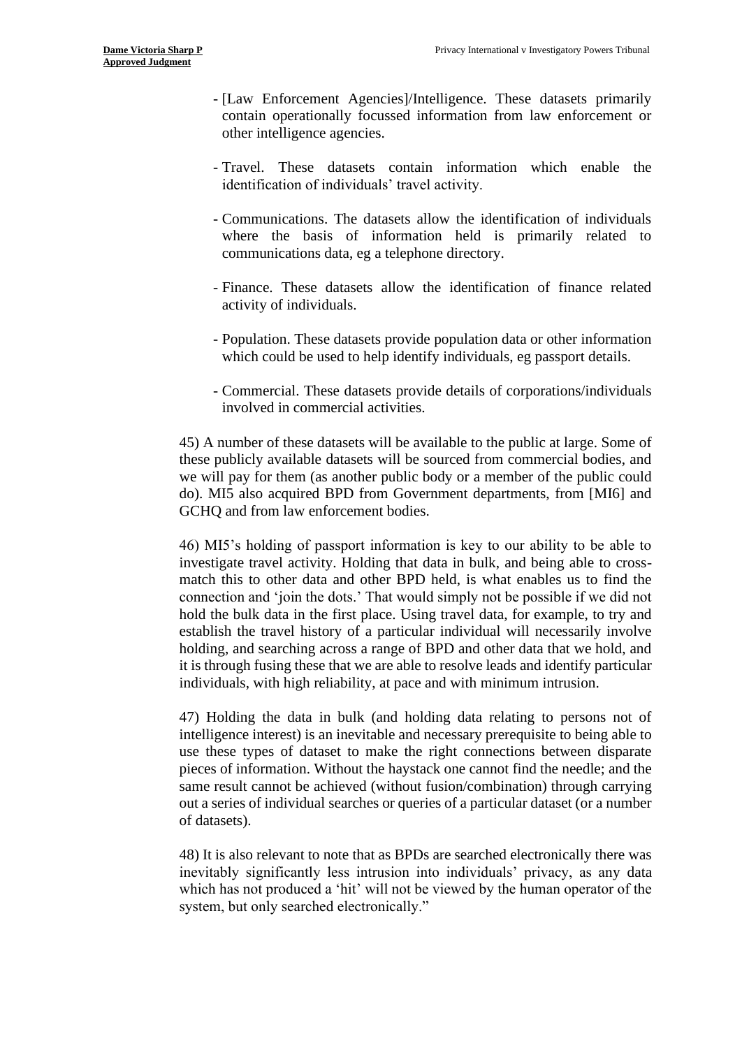- [Law Enforcement Agencies]/Intelligence. These datasets primarily contain operationally focussed information from law enforcement or other intelligence agencies.

- Travel. These datasets contain information which enable the identification of individuals' travel activity.

- Communications. The datasets allow the identification of individuals where the basis of information held is primarily related to communications data, eg a telephone directory.

- Finance. These datasets allow the identification of finance related activity of individuals.

- Population. These datasets provide population data or other information which could be used to help identify individuals, eg passport details.

- Commercial. These datasets provide details of corporations/individuals involved in commercial activities.

45) A number of these datasets will be available to the public at large. Some of these publicly available datasets will be sourced from commercial bodies, and we will pay for them (as another public body or a member of the public could do). MI5 also acquired BPD from Government departments, from [MI6] and GCHQ and from law enforcement bodies.

46) MI5's holding of passport information is key to our ability to be able to investigate travel activity. Holding that data in bulk, and being able to cross-match this to other data and other BPD held, is what enables us to find the connection and 'join the dots.' That would simply not be possible if we did not hold the bulk data in the first place. Using travel data, for example, to try and establish the travel history of a particular individual will necessarily involve holding, and searching across a range of BPD and other data that we hold, and it is through fusing these that we are able to resolve leads and identify particular individuals, with high reliability, at pace and with minimum intrusion.

47) Holding the data in bulk (and holding data relating to persons not of intelligence interest) is an inevitable and necessary prerequisite to being able to use these types of dataset to make the right connections between disparate pieces of information. Without the haystack one cannot find the needle; and the same result cannot be achieved (without fusion/combination) through carrying out a series of individual searches or queries of a particular dataset (or a number of datasets).

48) It is also relevant to note that as BPDs are searched electronically there was inevitably significantly less intrusion into individuals' privacy, as any data which has not produced a 'hit' will not be viewed by the human operator of the system, but only searched electronically."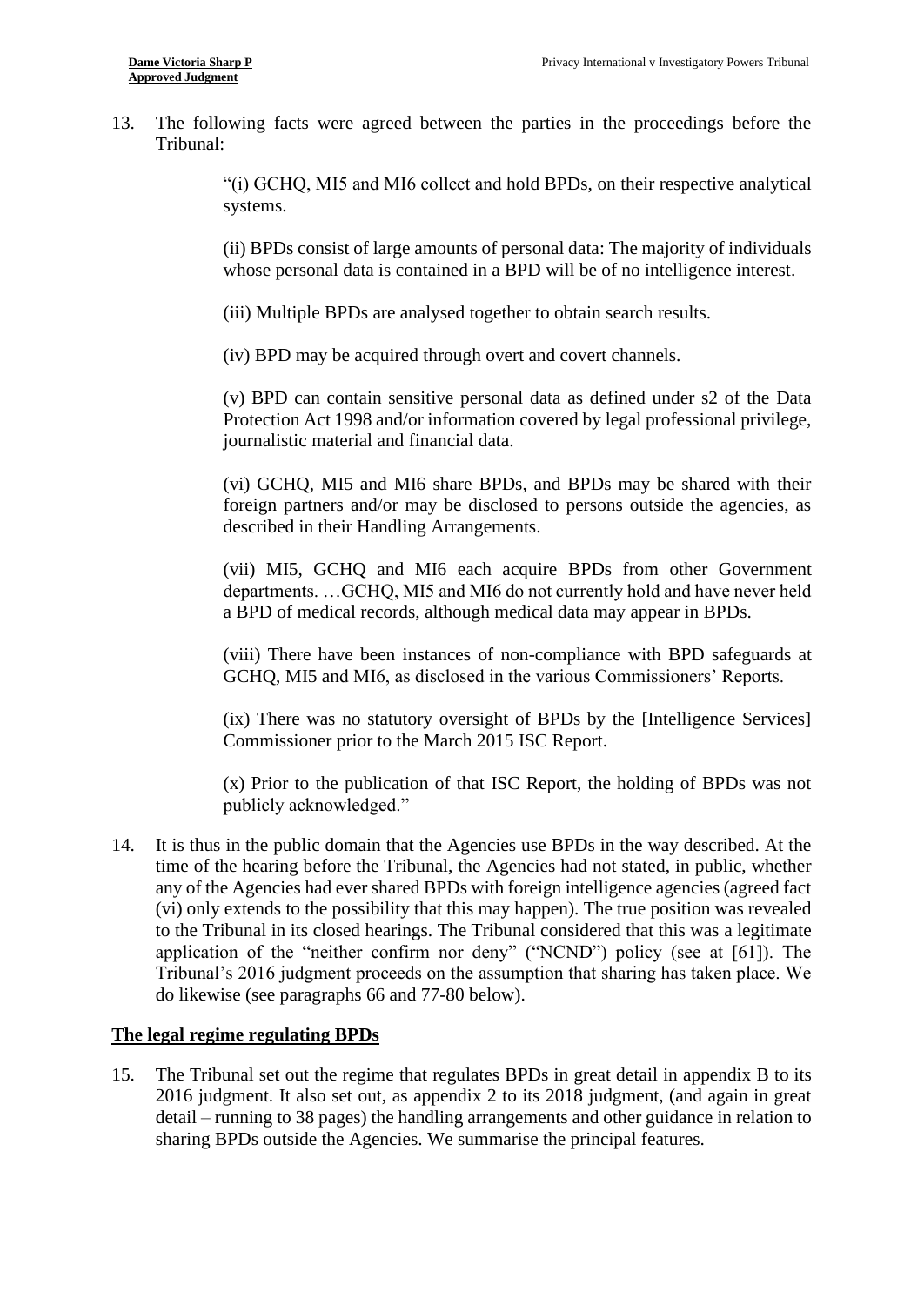13. The following facts were agreed between the parties in the proceedings before the Tribunal:

> "(i) GCHQ, MI5 and MI6 collect and hold BPDs, on their respective analytical systems.
>
> (ii) BPDs consist of large amounts of personal data: The majority of individuals whose personal data is contained in a BPD will be of no intelligence interest.
>
> (iii) Multiple BPDs are analysed together to obtain search results.
>
> (iv) BPD may be acquired through overt and covert channels.
>
> (v) BPD can contain sensitive personal data as defined under s2 of the Data Protection Act 1998 and/or information covered by legal professional privilege, journalistic material and financial data.
>
> (vi) GCHQ, MI5 and MI6 share BPDs, and BPDs may be shared with their foreign partners and/or may be disclosed to persons outside the agencies, as described in their Handling Arrangements.
>
> (vii) MI5, GCHQ and MI6 each acquire BPDs from other Government departments. …GCHQ, MI5 and MI6 do not currently hold and have never held a BPD of medical records, although medical data may appear in BPDs.
>
> (viii) There have been instances of non-compliance with BPD safeguards at GCHQ, MI5 and MI6, as disclosed in the various Commissioners' Reports.
>
> (ix) There was no statutory oversight of BPDs by the [Intelligence Services] Commissioner prior to the March 2015 ISC Report.
>
> (x) Prior to the publication of that ISC Report, the holding of BPDs was not publicly acknowledged."

14. It is thus in the public domain that the Agencies use BPDs in the way described. At the time of the hearing before the Tribunal, the Agencies had not stated, in public, whether any of the Agencies had ever shared BPDs with foreign intelligence agencies (agreed fact (vi) only extends to the possibility that this may happen). The true position was revealed to the Tribunal in its closed hearings. The Tribunal considered that this was a legitimate application of the "neither confirm nor deny" ("NCND") policy (see at [61]). The Tribunal's 2016 judgment proceeds on the assumption that sharing has taken place. We do likewise (see paragraphs 66 and 77-80 below).

## The legal regime regulating BPDs

15. The Tribunal set out the regime that regulates BPDs in great detail in appendix B to its 2016 judgment. It also set out, as appendix 2 to its 2018 judgment, (and again in great detail – running to 38 pages) the handling arrangements and other guidance in relation to sharing BPDs outside the Agencies. We summarise the principal features.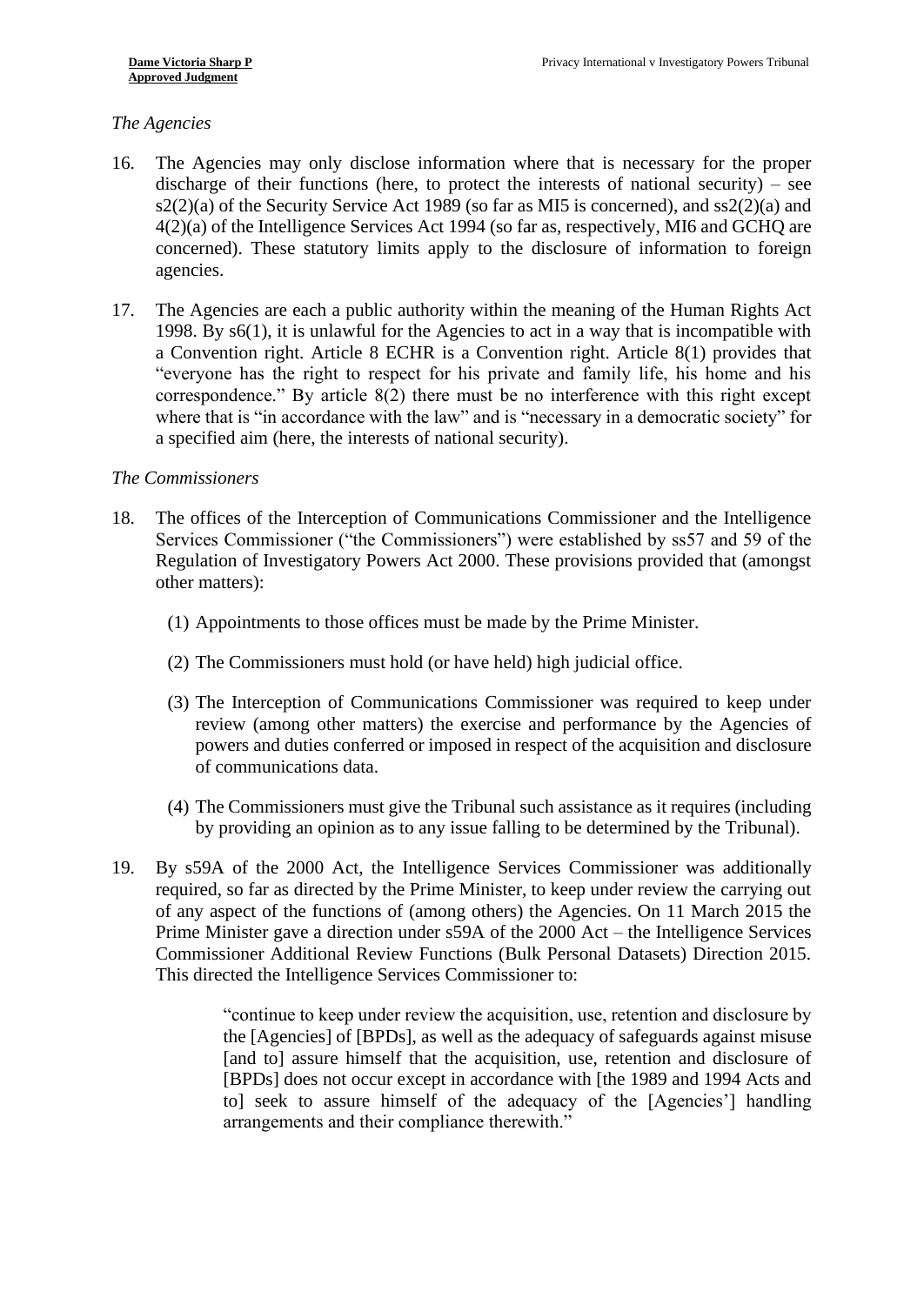*The Agencies*

16. The Agencies may only disclose information where that is necessary for the proper discharge of their functions (here, to protect the interests of national security) – see s2(2)(a) of the Security Service Act 1989 (so far as MI5 is concerned), and ss2(2)(a) and 4(2)(a) of the Intelligence Services Act 1994 (so far as, respectively, MI6 and GCHQ are concerned). These statutory limits apply to the disclosure of information to foreign agencies.

17. The Agencies are each a public authority within the meaning of the Human Rights Act 1998. By s6(1), it is unlawful for the Agencies to act in a way that is incompatible with a Convention right. Article 8 ECHR is a Convention right. Article 8(1) provides that "everyone has the right to respect for his private and family life, his home and his correspondence." By article 8(2) there must be no interference with this right except where that is "in accordance with the law" and is "necessary in a democratic society" for a specified aim (here, the interests of national security).

*The Commissioners*

18. The offices of the Interception of Communications Commissioner and the Intelligence Services Commissioner ("the Commissioners") were established by ss57 and 59 of the Regulation of Investigatory Powers Act 2000. These provisions provided that (amongst other matters):

    (1) Appointments to those offices must be made by the Prime Minister.

    (2) The Commissioners must hold (or have held) high judicial office.

    (3) The Interception of Communications Commissioner was required to keep under review (among other matters) the exercise and performance by the Agencies of powers and duties conferred or imposed in respect of the acquisition and disclosure of communications data.

    (4) The Commissioners must give the Tribunal such assistance as it requires (including by providing an opinion as to any issue falling to be determined by the Tribunal).

19. By s59A of the 2000 Act, the Intelligence Services Commissioner was additionally required, so far as directed by the Prime Minister, to keep under review the carrying out of any aspect of the functions of (among others) the Agencies. On 11 March 2015 the Prime Minister gave a direction under s59A of the 2000 Act – the Intelligence Services Commissioner Additional Review Functions (Bulk Personal Datasets) Direction 2015. This directed the Intelligence Services Commissioner to:

    > "continue to keep under review the acquisition, use, retention and disclosure by the [Agencies] of [BPDs], as well as the adequacy of safeguards against misuse [and to] assure himself that the acquisition, use, retention and disclosure of [BPDs] does not occur except in accordance with [the 1989 and 1994 Acts and to] seek to assure himself of the adequacy of the [Agencies'] handling arrangements and their compliance therewith."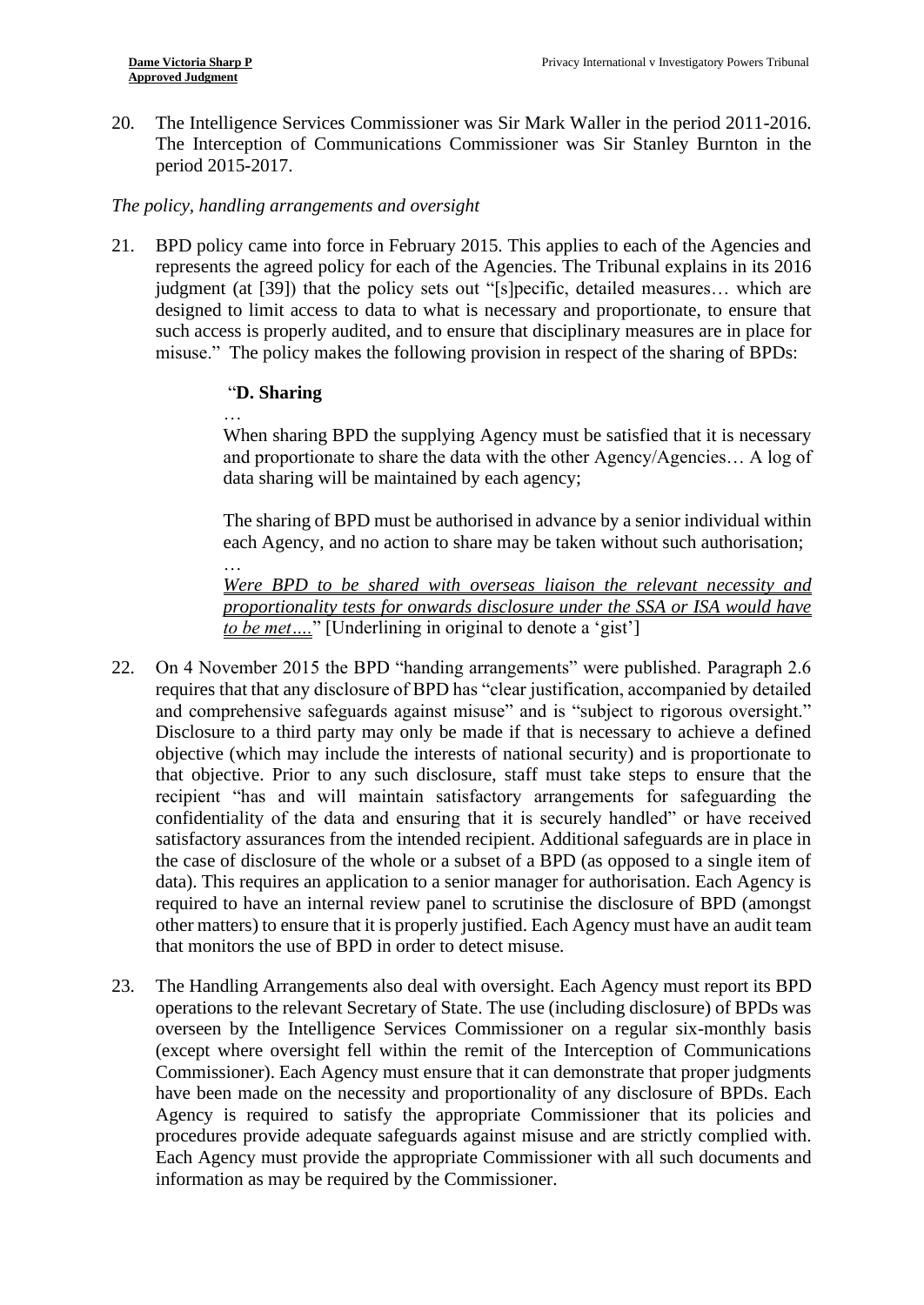20. The Intelligence Services Commissioner was Sir Mark Waller in the period 2011-2016. The Interception of Communications Commissioner was Sir Stanley Burnton in the period 2015-2017.

*The policy, handling arrangements and oversight*

21. BPD policy came into force in February 2015. This applies to each of the Agencies and represents the agreed policy for each of the Agencies. The Tribunal explains in its 2016 judgment (at [39]) that the policy sets out "[s]pecific, detailed measures… which are designed to limit access to data to what is necessary and proportionate, to ensure that such access is properly audited, and to ensure that disciplinary measures are in place for misuse." The policy makes the following provision in respect of the sharing of BPDs:

> "**D. Sharing**
>
> …
>
> When sharing BPD the supplying Agency must be satisfied that it is necessary and proportionate to share the data with the other Agency/Agencies… A log of data sharing will be maintained by each agency;
>
> The sharing of BPD must be authorised in advance by a senior individual within each Agency, and no action to share may be taken without such authorisation;
>
> …
>
> *Were BPD to be shared with overseas liaison the relevant necessity and proportionality tests for onwards disclosure under the SSA or ISA would have to be met….*" [Underlining in original to denote a 'gist']

22. On 4 November 2015 the BPD "handing arrangements" were published. Paragraph 2.6 requires that that any disclosure of BPD has "clear justification, accompanied by detailed and comprehensive safeguards against misuse" and is "subject to rigorous oversight." Disclosure to a third party may only be made if that is necessary to achieve a defined objective (which may include the interests of national security) and is proportionate to that objective. Prior to any such disclosure, staff must take steps to ensure that the recipient "has and will maintain satisfactory arrangements for safeguarding the confidentiality of the data and ensuring that it is securely handled" or have received satisfactory assurances from the intended recipient. Additional safeguards are in place in the case of disclosure of the whole or a subset of a BPD (as opposed to a single item of data). This requires an application to a senior manager for authorisation. Each Agency is required to have an internal review panel to scrutinise the disclosure of BPD (amongst other matters) to ensure that it is properly justified. Each Agency must have an audit team that monitors the use of BPD in order to detect misuse.

23. The Handling Arrangements also deal with oversight. Each Agency must report its BPD operations to the relevant Secretary of State. The use (including disclosure) of BPDs was overseen by the Intelligence Services Commissioner on a regular six-monthly basis (except where oversight fell within the remit of the Interception of Communications Commissioner). Each Agency must ensure that it can demonstrate that proper judgments have been made on the necessity and proportionality of any disclosure of BPDs. Each Agency is required to satisfy the appropriate Commissioner that its policies and procedures provide adequate safeguards against misuse and are strictly complied with. Each Agency must provide the appropriate Commissioner with all such documents and information as may be required by the Commissioner.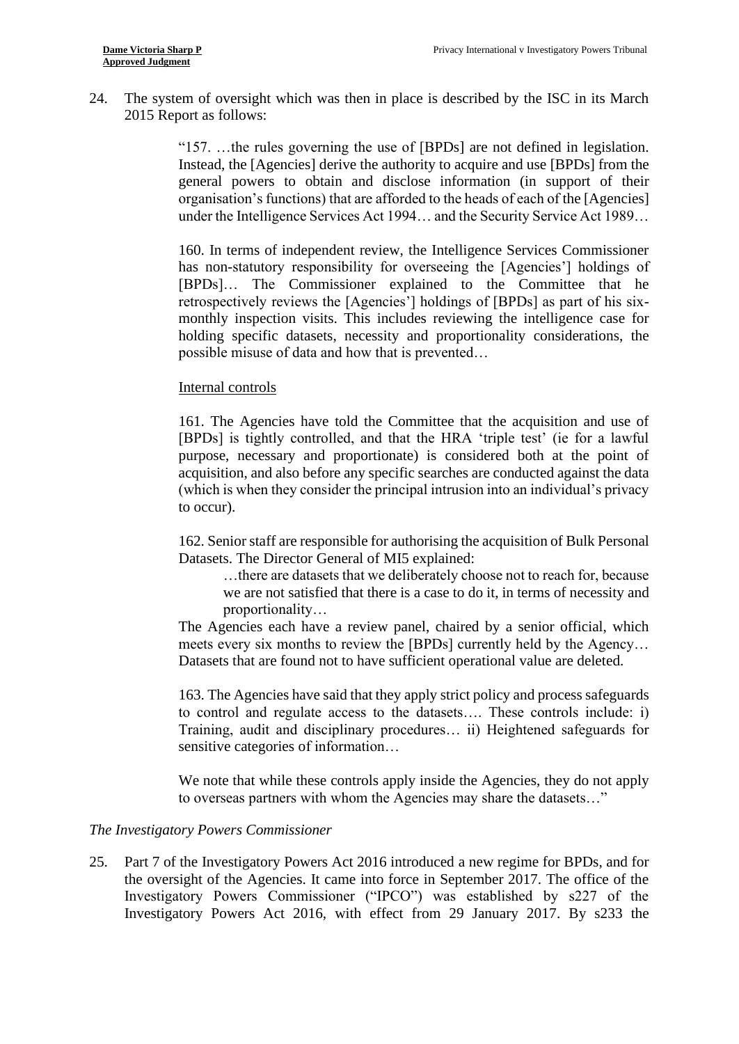24. The system of oversight which was then in place is described by the ISC in its March 2015 Report as follows:

> "157. …the rules governing the use of [BPDs] are not defined in legislation. Instead, the [Agencies] derive the authority to acquire and use [BPDs] from the general powers to obtain and disclose information (in support of their organisation's functions) that are afforded to the heads of each of the [Agencies] under the Intelligence Services Act 1994… and the Security Service Act 1989…
>
> 160. In terms of independent review, the Intelligence Services Commissioner has non-statutory responsibility for overseeing the [Agencies'] holdings of [BPDs]… The Commissioner explained to the Committee that he retrospectively reviews the [Agencies'] holdings of [BPDs] as part of his six-monthly inspection visits. This includes reviewing the intelligence case for holding specific datasets, necessity and proportionality considerations, the possible misuse of data and how that is prevented…
>
> Internal controls
>
> 161. The Agencies have told the Committee that the acquisition and use of [BPDs] is tightly controlled, and that the HRA 'triple test' (ie for a lawful purpose, necessary and proportionate) is considered both at the point of acquisition, and also before any specific searches are conducted against the data (which is when they consider the principal intrusion into an individual's privacy to occur).
>
> 162. Senior staff are responsible for authorising the acquisition of Bulk Personal Datasets. The Director General of MI5 explained:
>
> > …there are datasets that we deliberately choose not to reach for, because we are not satisfied that there is a case to do it, in terms of necessity and proportionality…
>
> The Agencies each have a review panel, chaired by a senior official, which meets every six months to review the [BPDs] currently held by the Agency… Datasets that are found not to have sufficient operational value are deleted.
>
> 163. The Agencies have said that they apply strict policy and process safeguards to control and regulate access to the datasets…. These controls include: i) Training, audit and disciplinary procedures… ii) Heightened safeguards for sensitive categories of information…
>
> We note that while these controls apply inside the Agencies, they do not apply to overseas partners with whom the Agencies may share the datasets…"

*The Investigatory Powers Commissioner*

25. Part 7 of the Investigatory Powers Act 2016 introduced a new regime for BPDs, and for the oversight of the Agencies. It came into force in September 2017. The office of the Investigatory Powers Commissioner ("IPCO") was established by s227 of the Investigatory Powers Act 2016, with effect from 29 January 2017. By s233 the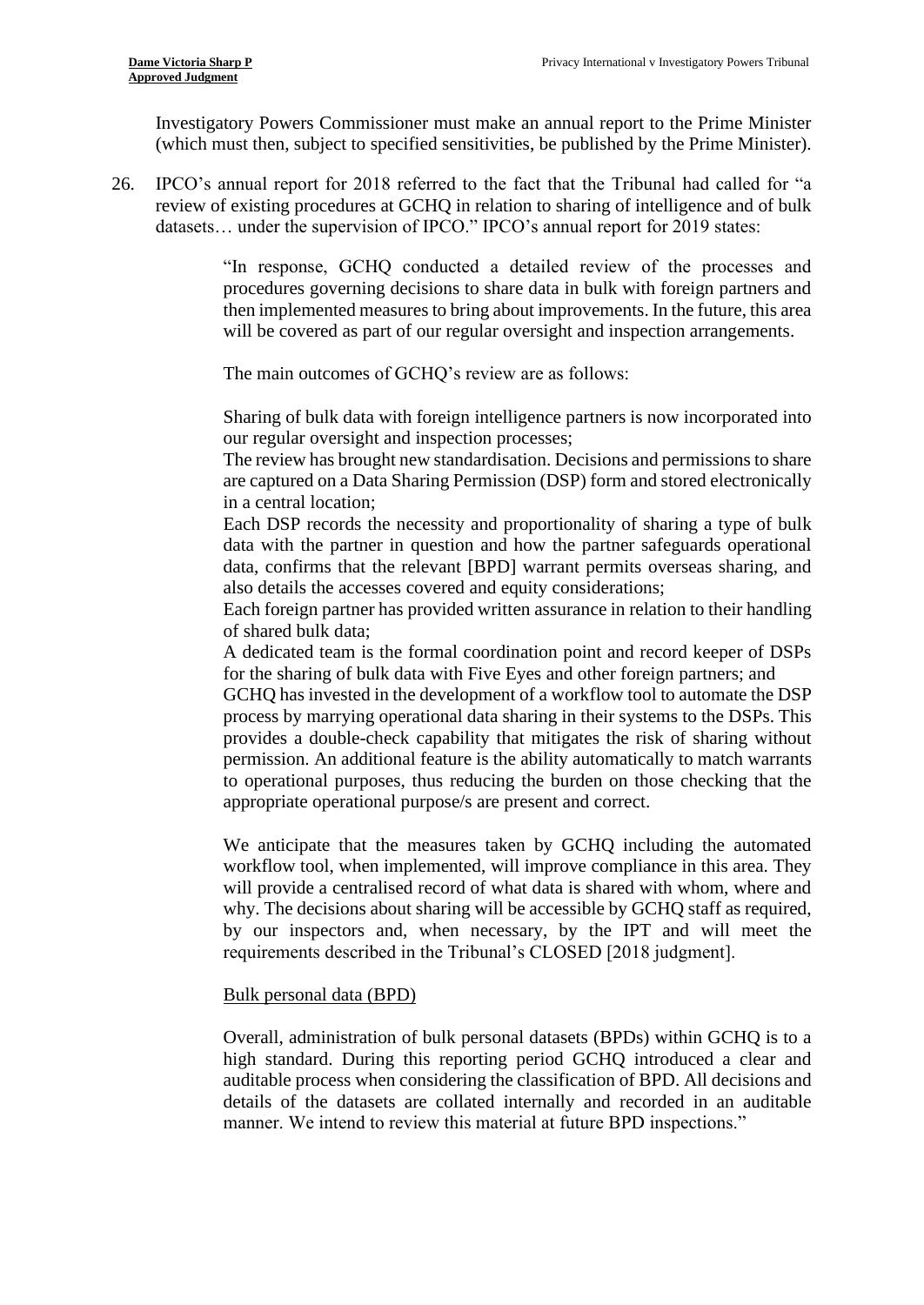Investigatory Powers Commissioner must make an annual report to the Prime Minister (which must then, subject to specified sensitivities, be published by the Prime Minister).

26. IPCO's annual report for 2018 referred to the fact that the Tribunal had called for "a review of existing procedures at GCHQ in relation to sharing of intelligence and of bulk datasets… under the supervision of IPCO." IPCO's annual report for 2019 states:

> "In response, GCHQ conducted a detailed review of the processes and procedures governing decisions to share data in bulk with foreign partners and then implemented measures to bring about improvements. In the future, this area will be covered as part of our regular oversight and inspection arrangements.
>
> The main outcomes of GCHQ's review are as follows:
>
> Sharing of bulk data with foreign intelligence partners is now incorporated into our regular oversight and inspection processes;
> The review has brought new standardisation. Decisions and permissions to share are captured on a Data Sharing Permission (DSP) form and stored electronically in a central location;
> Each DSP records the necessity and proportionality of sharing a type of bulk data with the partner in question and how the partner safeguards operational data, confirms that the relevant [BPD] warrant permits overseas sharing, and also details the accesses covered and equity considerations;
> Each foreign partner has provided written assurance in relation to their handling of shared bulk data;
> A dedicated team is the formal coordination point and record keeper of DSPs for the sharing of bulk data with Five Eyes and other foreign partners; and
> GCHQ has invested in the development of a workflow tool to automate the DSP process by marrying operational data sharing in their systems to the DSPs. This provides a double-check capability that mitigates the risk of sharing without permission. An additional feature is the ability automatically to match warrants to operational purposes, thus reducing the burden on those checking that the appropriate operational purpose/s are present and correct.
>
> We anticipate that the measures taken by GCHQ including the automated workflow tool, when implemented, will improve compliance in this area. They will provide a centralised record of what data is shared with whom, where and why. The decisions about sharing will be accessible by GCHQ staff as required, by our inspectors and, when necessary, by the IPT and will meet the requirements described in the Tribunal's CLOSED [2018 judgment].
>
> <u>Bulk personal data (BPD)</u>
>
> Overall, administration of bulk personal datasets (BPDs) within GCHQ is to a high standard. During this reporting period GCHQ introduced a clear and auditable process when considering the classification of BPD. All decisions and details of the datasets are collated internally and recorded in an auditable manner. We intend to review this material at future BPD inspections."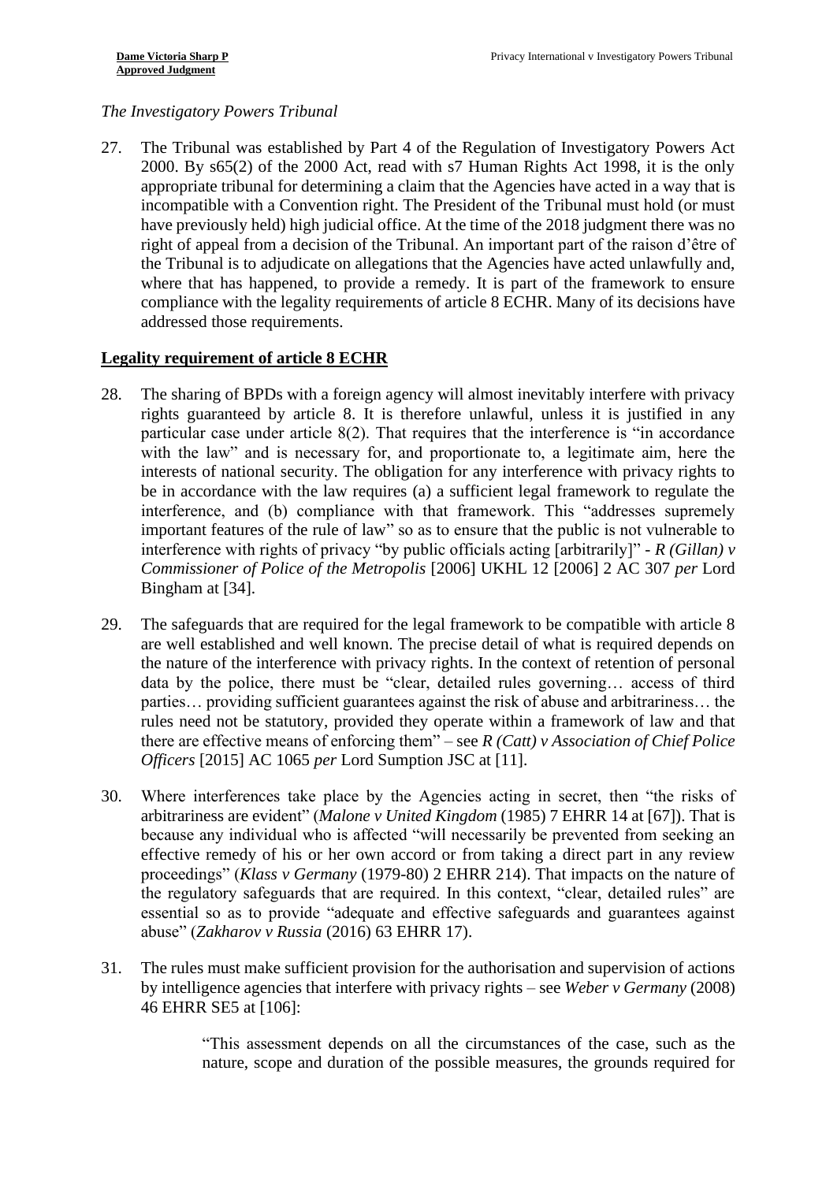*The Investigatory Powers Tribunal*

27. The Tribunal was established by Part 4 of the Regulation of Investigatory Powers Act 2000. By s65(2) of the 2000 Act, read with s7 Human Rights Act 1998, it is the only appropriate tribunal for determining a claim that the Agencies have acted in a way that is incompatible with a Convention right. The President of the Tribunal must hold (or must have previously held) high judicial office. At the time of the 2018 judgment there was no right of appeal from a decision of the Tribunal. An important part of the raison d'être of the Tribunal is to adjudicate on allegations that the Agencies have acted unlawfully and, where that has happened, to provide a remedy. It is part of the framework to ensure compliance with the legality requirements of article 8 ECHR. Many of its decisions have addressed those requirements.

**Legality requirement of article 8 ECHR**

28. The sharing of BPDs with a foreign agency will almost inevitably interfere with privacy rights guaranteed by article 8. It is therefore unlawful, unless it is justified in any particular case under article 8(2). That requires that the interference is "in accordance with the law" and is necessary for, and proportionate to, a legitimate aim, here the interests of national security. The obligation for any interference with privacy rights to be in accordance with the law requires (a) a sufficient legal framework to regulate the interference, and (b) compliance with that framework. This "addresses supremely important features of the rule of law" so as to ensure that the public is not vulnerable to interference with rights of privacy "by public officials acting [arbitrarily]" - *R (Gillan) v Commissioner of Police of the Metropolis* [2006] UKHL 12 [2006] 2 AC 307 *per* Lord Bingham at [34].

29. The safeguards that are required for the legal framework to be compatible with article 8 are well established and well known. The precise detail of what is required depends on the nature of the interference with privacy rights. In the context of retention of personal data by the police, there must be "clear, detailed rules governing… access of third parties… providing sufficient guarantees against the risk of abuse and arbitrariness… the rules need not be statutory, provided they operate within a framework of law and that there are effective means of enforcing them" – see *R (Catt) v Association of Chief Police Officers* [2015] AC 1065 *per* Lord Sumption JSC at [11].

30. Where interferences take place by the Agencies acting in secret, then "the risks of arbitrariness are evident" (*Malone v United Kingdom* (1985) 7 EHRR 14 at [67]). That is because any individual who is affected "will necessarily be prevented from seeking an effective remedy of his or her own accord or from taking a direct part in any review proceedings" (*Klass v Germany* (1979-80) 2 EHRR 214). That impacts on the nature of the regulatory safeguards that are required. In this context, "clear, detailed rules" are essential so as to provide "adequate and effective safeguards and guarantees against abuse" (*Zakharov v Russia* (2016) 63 EHRR 17).

31. The rules must make sufficient provision for the authorisation and supervision of actions by intelligence agencies that interfere with privacy rights – see *Weber v Germany* (2008) 46 EHRR SE5 at [106]:

> "This assessment depends on all the circumstances of the case, such as the nature, scope and duration of the possible measures, the grounds required for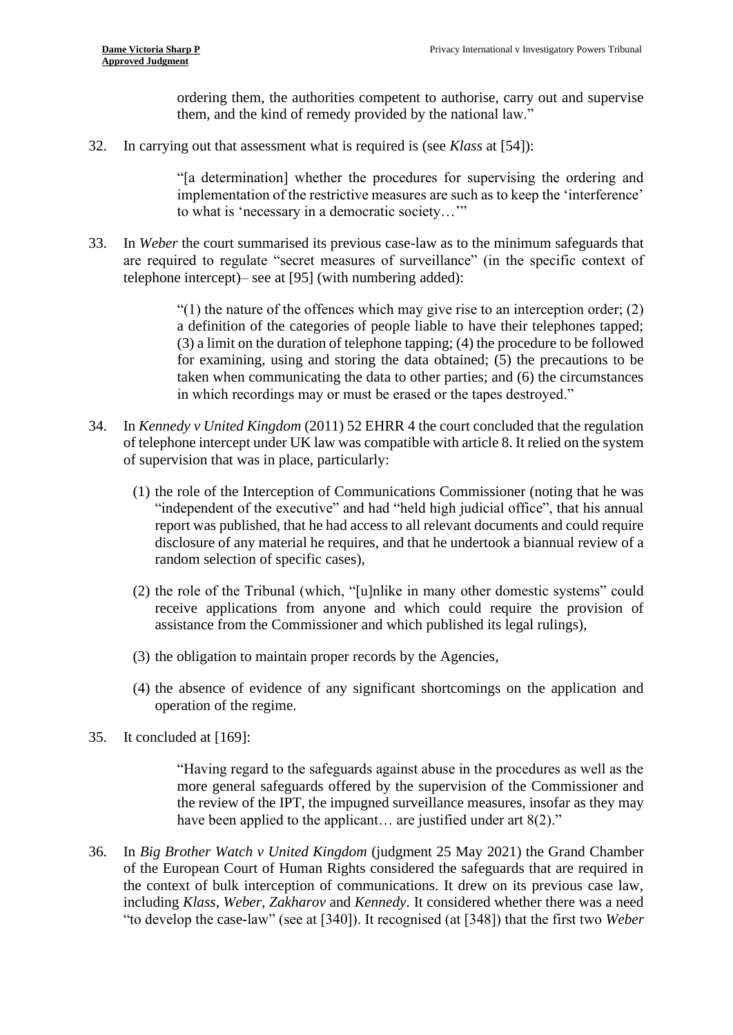ordering them, the authorities competent to authorise, carry out and supervise them, and the kind of remedy provided by the national law."

32. In carrying out that assessment what is required is (see *Klass* at [54]):

> "[a determination] whether the procedures for supervising the ordering and implementation of the restrictive measures are such as to keep the 'interference' to what is 'necessary in a democratic society…'"

33. In *Weber* the court summarised its previous case-law as to the minimum safeguards that are required to regulate "secret measures of surveillance" (in the specific context of telephone intercept)– see at [95] (with numbering added):

> "(1) the nature of the offences which may give rise to an interception order; (2) a definition of the categories of people liable to have their telephones tapped; (3) a limit on the duration of telephone tapping; (4) the procedure to be followed for examining, using and storing the data obtained; (5) the precautions to be taken when communicating the data to other parties; and (6) the circumstances in which recordings may or must be erased or the tapes destroyed."

34. In *Kennedy v United Kingdom* (2011) 52 EHRR 4 the court concluded that the regulation of telephone intercept under UK law was compatible with article 8. It relied on the system of supervision that was in place, particularly:

    (1) the role of the Interception of Communications Commissioner (noting that he was "independent of the executive" and had "held high judicial office", that his annual report was published, that he had access to all relevant documents and could require disclosure of any material he requires, and that he undertook a biannual review of a random selection of specific cases),

    (2) the role of the Tribunal (which, "[u]nlike in many other domestic systems" could receive applications from anyone and which could require the provision of assistance from the Commissioner and which published its legal rulings),

    (3) the obligation to maintain proper records by the Agencies,

    (4) the absence of evidence of any significant shortcomings on the application and operation of the regime.

35. It concluded at [169]:

> "Having regard to the safeguards against abuse in the procedures as well as the more general safeguards offered by the supervision of the Commissioner and the review of the IPT, the impugned surveillance measures, insofar as they may have been applied to the applicant… are justified under art 8(2)."

36. In *Big Brother Watch v United Kingdom* (judgment 25 May 2021) the Grand Chamber of the European Court of Human Rights considered the safeguards that are required in the context of bulk interception of communications. It drew on its previous case law, including *Klass*, *Weber*, *Zakharov* and *Kennedy*. It considered whether there was a need "to develop the case-law" (see at [340]). It recognised (at [348]) that the first two *Weber*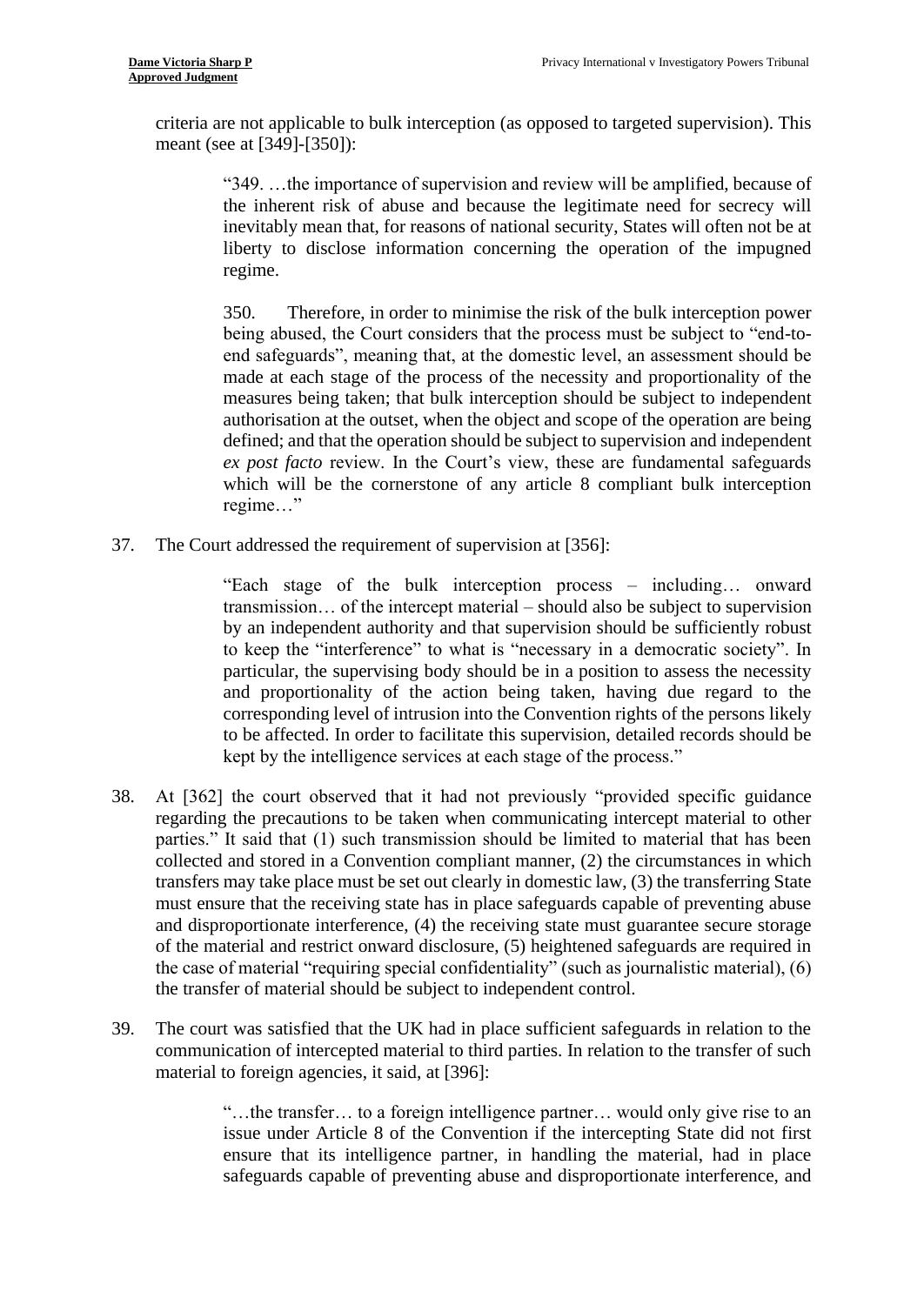criteria are not applicable to bulk interception (as opposed to targeted supervision). This meant (see at [349]-[350]):

> "349. …the importance of supervision and review will be amplified, because of the inherent risk of abuse and because the legitimate need for secrecy will inevitably mean that, for reasons of national security, States will often not be at liberty to disclose information concerning the operation of the impugned regime.
>
> 350. Therefore, in order to minimise the risk of the bulk interception power being abused, the Court considers that the process must be subject to "end-to-end safeguards", meaning that, at the domestic level, an assessment should be made at each stage of the process of the necessity and proportionality of the measures being taken; that bulk interception should be subject to independent authorisation at the outset, when the object and scope of the operation are being defined; and that the operation should be subject to supervision and independent *ex post facto* review. In the Court's view, these are fundamental safeguards which will be the cornerstone of any article 8 compliant bulk interception regime…"

37. The Court addressed the requirement of supervision at [356]:

> "Each stage of the bulk interception process – including… onward transmission… of the intercept material – should also be subject to supervision by an independent authority and that supervision should be sufficiently robust to keep the "interference" to what is "necessary in a democratic society". In particular, the supervising body should be in a position to assess the necessity and proportionality of the action being taken, having due regard to the corresponding level of intrusion into the Convention rights of the persons likely to be affected. In order to facilitate this supervision, detailed records should be kept by the intelligence services at each stage of the process."

38. At [362] the court observed that it had not previously "provided specific guidance regarding the precautions to be taken when communicating intercept material to other parties." It said that (1) such transmission should be limited to material that has been collected and stored in a Convention compliant manner, (2) the circumstances in which transfers may take place must be set out clearly in domestic law, (3) the transferring State must ensure that the receiving state has in place safeguards capable of preventing abuse and disproportionate interference, (4) the receiving state must guarantee secure storage of the material and restrict onward disclosure, (5) heightened safeguards are required in the case of material "requiring special confidentiality" (such as journalistic material), (6) the transfer of material should be subject to independent control.

39. The court was satisfied that the UK had in place sufficient safeguards in relation to the communication of intercepted material to third parties. In relation to the transfer of such material to foreign agencies, it said, at [396]:

> "…the transfer… to a foreign intelligence partner… would only give rise to an issue under Article 8 of the Convention if the intercepting State did not first ensure that its intelligence partner, in handling the material, had in place safeguards capable of preventing abuse and disproportionate interference, and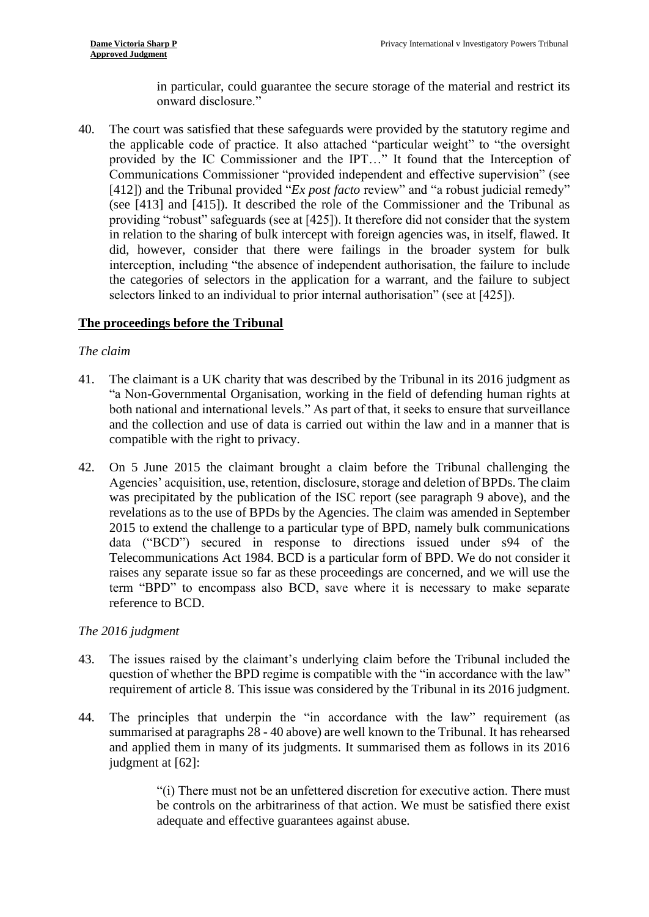in particular, could guarantee the secure storage of the material and restrict its onward disclosure."

40. The court was satisfied that these safeguards were provided by the statutory regime and the applicable code of practice. It also attached "particular weight" to "the oversight provided by the IC Commissioner and the IPT…" It found that the Interception of Communications Commissioner "provided independent and effective supervision" (see [412]) and the Tribunal provided "*Ex post facto* review" and "a robust judicial remedy" (see [413] and [415]). It described the role of the Commissioner and the Tribunal as providing "robust" safeguards (see at [425]). It therefore did not consider that the system in relation to the sharing of bulk intercept with foreign agencies was, in itself, flawed. It did, however, consider that there were failings in the broader system for bulk interception, including "the absence of independent authorisation, the failure to include the categories of selectors in the application for a warrant, and the failure to subject selectors linked to an individual to prior internal authorisation" (see at [425]).

## The proceedings before the Tribunal

*The claim*

41. The claimant is a UK charity that was described by the Tribunal in its 2016 judgment as "a Non-Governmental Organisation, working in the field of defending human rights at both national and international levels." As part of that, it seeks to ensure that surveillance and the collection and use of data is carried out within the law and in a manner that is compatible with the right to privacy.

42. On 5 June 2015 the claimant brought a claim before the Tribunal challenging the Agencies' acquisition, use, retention, disclosure, storage and deletion of BPDs. The claim was precipitated by the publication of the ISC report (see paragraph 9 above), and the revelations as to the use of BPDs by the Agencies. The claim was amended in September 2015 to extend the challenge to a particular type of BPD, namely bulk communications data ("BCD") secured in response to directions issued under s94 of the Telecommunications Act 1984. BCD is a particular form of BPD. We do not consider it raises any separate issue so far as these proceedings are concerned, and we will use the term "BPD" to encompass also BCD, save where it is necessary to make separate reference to BCD.

*The 2016 judgment*

43. The issues raised by the claimant's underlying claim before the Tribunal included the question of whether the BPD regime is compatible with the "in accordance with the law" requirement of article 8. This issue was considered by the Tribunal in its 2016 judgment.

44. The principles that underpin the "in accordance with the law" requirement (as summarised at paragraphs 28 - 40 above) are well known to the Tribunal. It has rehearsed and applied them in many of its judgments. It summarised them as follows in its 2016 judgment at [62]:

> "(i) There must not be an unfettered discretion for executive action. There must be controls on the arbitrariness of that action. We must be satisfied there exist adequate and effective guarantees against abuse.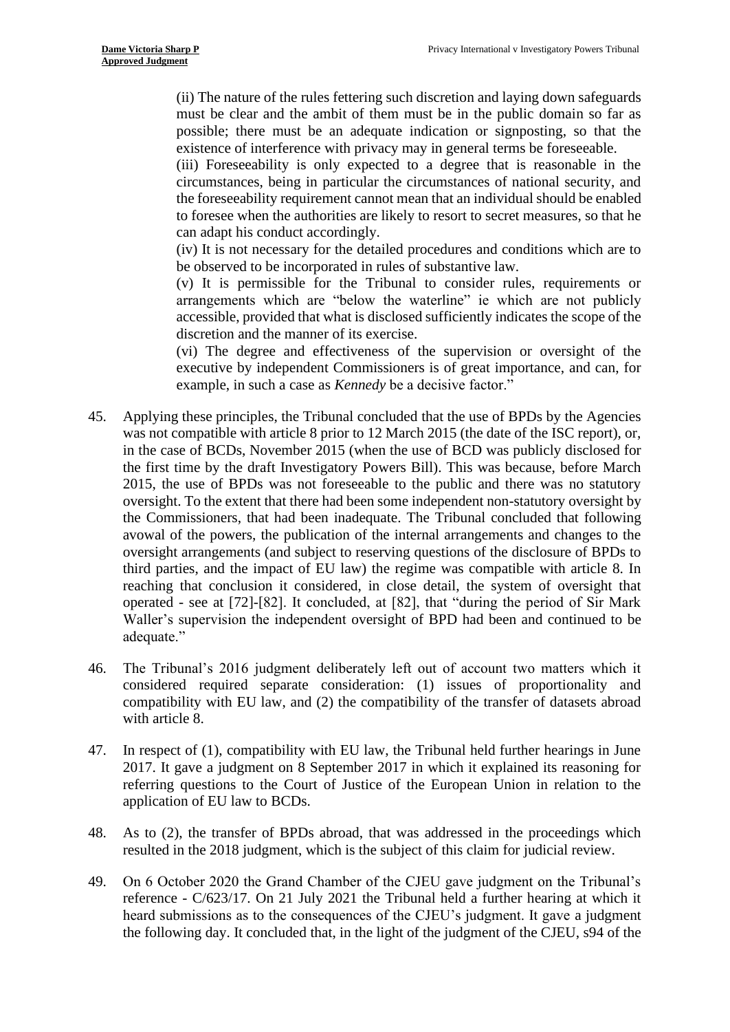(ii) The nature of the rules fettering such discretion and laying down safeguards must be clear and the ambit of them must be in the public domain so far as possible; there must be an adequate indication or signposting, so that the existence of interference with privacy may in general terms be foreseeable.

(iii) Foreseeability is only expected to a degree that is reasonable in the circumstances, being in particular the circumstances of national security, and the foreseeability requirement cannot mean that an individual should be enabled to foresee when the authorities are likely to resort to secret measures, so that he can adapt his conduct accordingly.

(iv) It is not necessary for the detailed procedures and conditions which are to be observed to be incorporated in rules of substantive law.

(v) It is permissible for the Tribunal to consider rules, requirements or arrangements which are "below the waterline" ie which are not publicly accessible, provided that what is disclosed sufficiently indicates the scope of the discretion and the manner of its exercise.

(vi) The degree and effectiveness of the supervision or oversight of the executive by independent Commissioners is of great importance, and can, for example, in such a case as *Kennedy* be a decisive factor."

45. Applying these principles, the Tribunal concluded that the use of BPDs by the Agencies was not compatible with article 8 prior to 12 March 2015 (the date of the ISC report), or, in the case of BCDs, November 2015 (when the use of BCD was publicly disclosed for the first time by the draft Investigatory Powers Bill). This was because, before March 2015, the use of BPDs was not foreseeable to the public and there was no statutory oversight. To the extent that there had been some independent non-statutory oversight by the Commissioners, that had been inadequate. The Tribunal concluded that following avowal of the powers, the publication of the internal arrangements and changes to the oversight arrangements (and subject to reserving questions of the disclosure of BPDs to third parties, and the impact of EU law) the regime was compatible with article 8. In reaching that conclusion it considered, in close detail, the system of oversight that operated - see at [72]-[82]. It concluded, at [82], that "during the period of Sir Mark Waller's supervision the independent oversight of BPD had been and continued to be adequate."

46. The Tribunal's 2016 judgment deliberately left out of account two matters which it considered required separate consideration: (1) issues of proportionality and compatibility with EU law, and (2) the compatibility of the transfer of datasets abroad with article 8.

47. In respect of (1), compatibility with EU law, the Tribunal held further hearings in June 2017. It gave a judgment on 8 September 2017 in which it explained its reasoning for referring questions to the Court of Justice of the European Union in relation to the application of EU law to BCDs.

48. As to (2), the transfer of BPDs abroad, that was addressed in the proceedings which resulted in the 2018 judgment, which is the subject of this claim for judicial review.

49. On 6 October 2020 the Grand Chamber of the CJEU gave judgment on the Tribunal's reference - C/623/17. On 21 July 2021 the Tribunal held a further hearing at which it heard submissions as to the consequences of the CJEU's judgment. It gave a judgment the following day. It concluded that, in the light of the judgment of the CJEU, s94 of the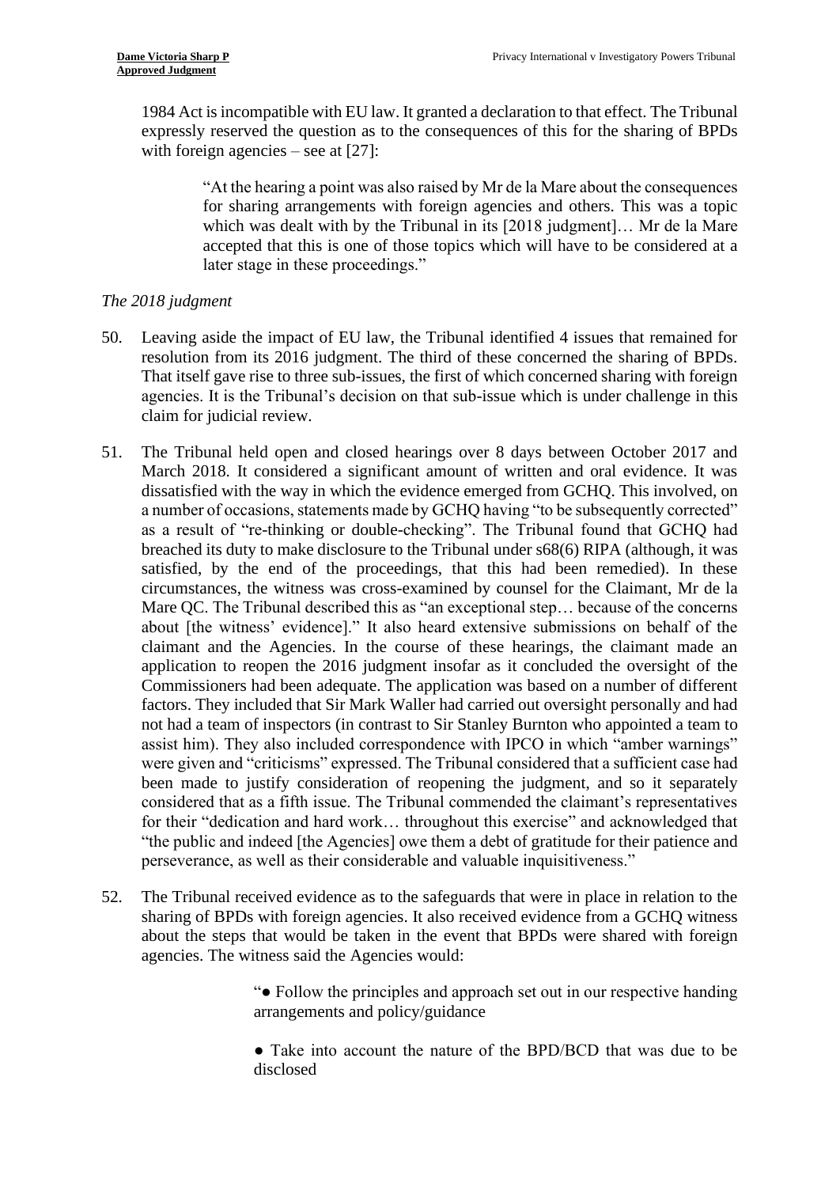1984 Act is incompatible with EU law. It granted a declaration to that effect. The Tribunal expressly reserved the question as to the consequences of this for the sharing of BPDs with foreign agencies – see at [27]:

> "At the hearing a point was also raised by Mr de la Mare about the consequences for sharing arrangements with foreign agencies and others. This was a topic which was dealt with by the Tribunal in its [2018 judgment]… Mr de la Mare accepted that this is one of those topics which will have to be considered at a later stage in these proceedings."

*The 2018 judgment*

50. Leaving aside the impact of EU law, the Tribunal identified 4 issues that remained for resolution from its 2016 judgment. The third of these concerned the sharing of BPDs. That itself gave rise to three sub-issues, the first of which concerned sharing with foreign agencies. It is the Tribunal's decision on that sub-issue which is under challenge in this claim for judicial review.

51. The Tribunal held open and closed hearings over 8 days between October 2017 and March 2018. It considered a significant amount of written and oral evidence. It was dissatisfied with the way in which the evidence emerged from GCHQ. This involved, on a number of occasions, statements made by GCHQ having "to be subsequently corrected" as a result of "re-thinking or double-checking". The Tribunal found that GCHQ had breached its duty to make disclosure to the Tribunal under s68(6) RIPA (although, it was satisfied, by the end of the proceedings, that this had been remedied). In these circumstances, the witness was cross-examined by counsel for the Claimant, Mr de la Mare QC. The Tribunal described this as "an exceptional step… because of the concerns about [the witness' evidence]." It also heard extensive submissions on behalf of the claimant and the Agencies. In the course of these hearings, the claimant made an application to reopen the 2016 judgment insofar as it concluded the oversight of the Commissioners had been adequate. The application was based on a number of different factors. They included that Sir Mark Waller had carried out oversight personally and had not had a team of inspectors (in contrast to Sir Stanley Burnton who appointed a team to assist him). They also included correspondence with IPCO in which "amber warnings" were given and "criticisms" expressed. The Tribunal considered that a sufficient case had been made to justify consideration of reopening the judgment, and so it separately considered that as a fifth issue. The Tribunal commended the claimant's representatives for their "dedication and hard work… throughout this exercise" and acknowledged that "the public and indeed [the Agencies] owe them a debt of gratitude for their patience and perseverance, as well as their considerable and valuable inquisitiveness."

52. The Tribunal received evidence as to the safeguards that were in place in relation to the sharing of BPDs with foreign agencies. It also received evidence from a GCHQ witness about the steps that would be taken in the event that BPDs were shared with foreign agencies. The witness said the Agencies would:

> "● Follow the principles and approach set out in our respective handing arrangements and policy/guidance
>
> ● Take into account the nature of the BPD/BCD that was due to be disclosed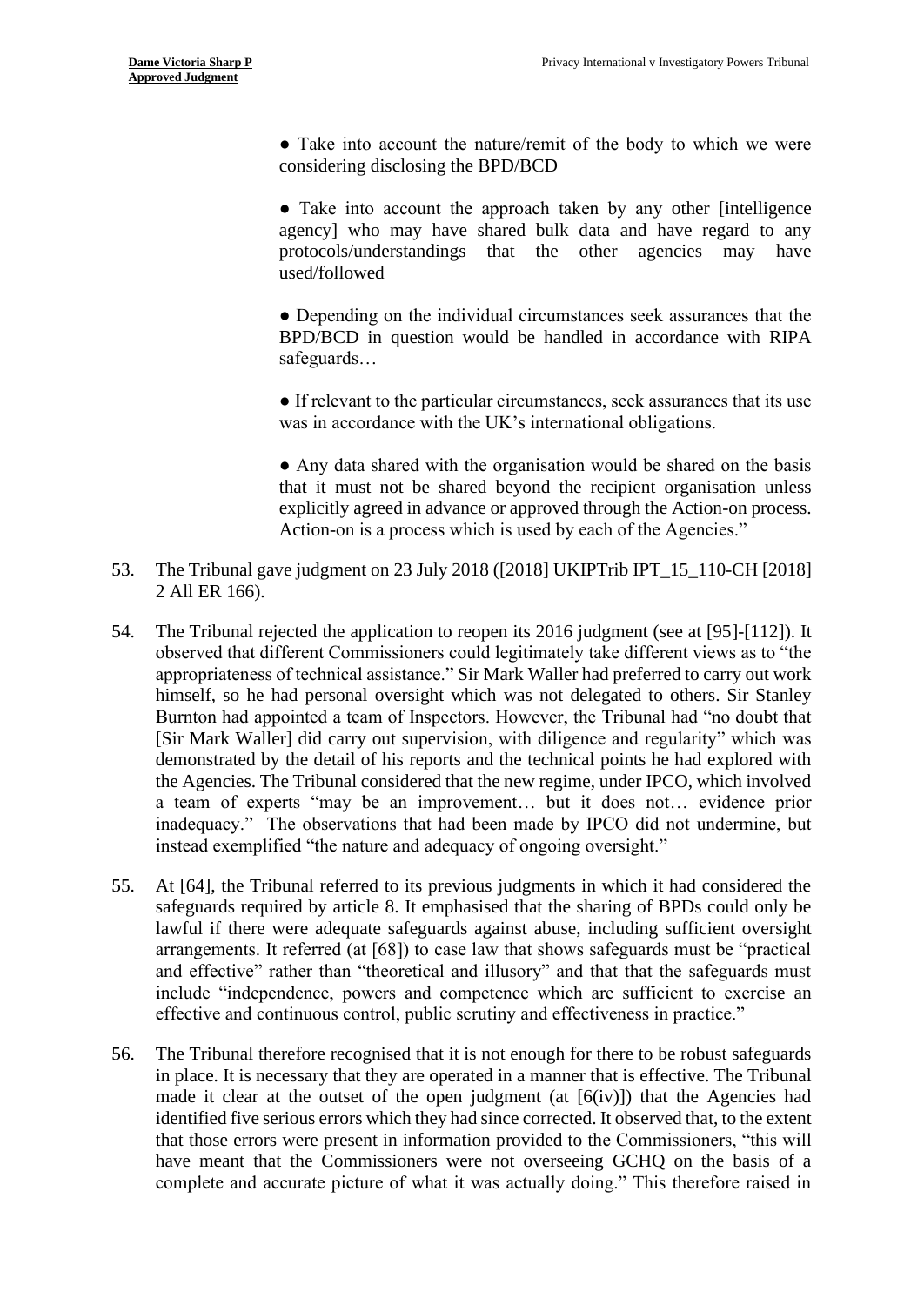● Take into account the nature/remit of the body to which we were considering disclosing the BPD/BCD

● Take into account the approach taken by any other [intelligence agency] who may have shared bulk data and have regard to any protocols/understandings that the other agencies may have used/followed

● Depending on the individual circumstances seek assurances that the BPD/BCD in question would be handled in accordance with RIPA safeguards…

● If relevant to the particular circumstances, seek assurances that its use was in accordance with the UK's international obligations.

● Any data shared with the organisation would be shared on the basis that it must not be shared beyond the recipient organisation unless explicitly agreed in advance or approved through the Action-on process. Action-on is a process which is used by each of the Agencies."

53. The Tribunal gave judgment on 23 July 2018 ([2018] UKIPTrib IPT_15_110-CH [2018] 2 All ER 166).

54. The Tribunal rejected the application to reopen its 2016 judgment (see at [95]-[112]). It observed that different Commissioners could legitimately take different views as to "the appropriateness of technical assistance." Sir Mark Waller had preferred to carry out work himself, so he had personal oversight which was not delegated to others. Sir Stanley Burnton had appointed a team of Inspectors. However, the Tribunal had "no doubt that [Sir Mark Waller] did carry out supervision, with diligence and regularity" which was demonstrated by the detail of his reports and the technical points he had explored with the Agencies. The Tribunal considered that the new regime, under IPCO, which involved a team of experts "may be an improvement… but it does not… evidence prior inadequacy." The observations that had been made by IPCO did not undermine, but instead exemplified "the nature and adequacy of ongoing oversight."

55. At [64], the Tribunal referred to its previous judgments in which it had considered the safeguards required by article 8. It emphasised that the sharing of BPDs could only be lawful if there were adequate safeguards against abuse, including sufficient oversight arrangements. It referred (at [68]) to case law that shows safeguards must be "practical and effective" rather than "theoretical and illusory" and that that the safeguards must include "independence, powers and competence which are sufficient to exercise an effective and continuous control, public scrutiny and effectiveness in practice."

56. The Tribunal therefore recognised that it is not enough for there to be robust safeguards in place. It is necessary that they are operated in a manner that is effective. The Tribunal made it clear at the outset of the open judgment (at [6(iv)]) that the Agencies had identified five serious errors which they had since corrected. It observed that, to the extent that those errors were present in information provided to the Commissioners, "this will have meant that the Commissioners were not overseeing GCHQ on the basis of a complete and accurate picture of what it was actually doing." This therefore raised in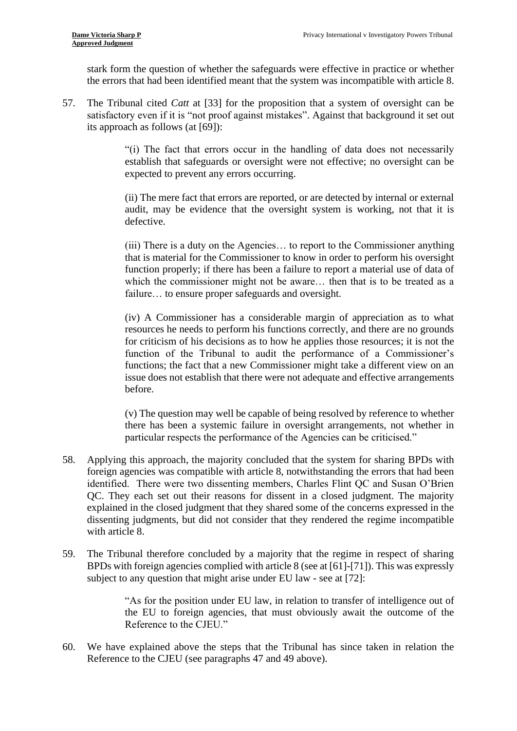stark form the question of whether the safeguards were effective in practice or whether the errors that had been identified meant that the system was incompatible with article 8.

57. The Tribunal cited *Catt* at [33] for the proposition that a system of oversight can be satisfactory even if it is "not proof against mistakes". Against that background it set out its approach as follows (at [69]):

> "(i) The fact that errors occur in the handling of data does not necessarily establish that safeguards or oversight were not effective; no oversight can be expected to prevent any errors occurring.
>
> (ii) The mere fact that errors are reported, or are detected by internal or external audit, may be evidence that the oversight system is working, not that it is defective.
>
> (iii) There is a duty on the Agencies… to report to the Commissioner anything that is material for the Commissioner to know in order to perform his oversight function properly; if there has been a failure to report a material use of data of which the commissioner might not be aware… then that is to be treated as a failure… to ensure proper safeguards and oversight.
>
> (iv) A Commissioner has a considerable margin of appreciation as to what resources he needs to perform his functions correctly, and there are no grounds for criticism of his decisions as to how he applies those resources; it is not the function of the Tribunal to audit the performance of a Commissioner's functions; the fact that a new Commissioner might take a different view on an issue does not establish that there were not adequate and effective arrangements before.
>
> (v) The question may well be capable of being resolved by reference to whether there has been a systemic failure in oversight arrangements, not whether in particular respects the performance of the Agencies can be criticised."

58. Applying this approach, the majority concluded that the system for sharing BPDs with foreign agencies was compatible with article 8, notwithstanding the errors that had been identified. There were two dissenting members, Charles Flint QC and Susan O'Brien QC. They each set out their reasons for dissent in a closed judgment. The majority explained in the closed judgment that they shared some of the concerns expressed in the dissenting judgments, but did not consider that they rendered the regime incompatible with article 8.

59. The Tribunal therefore concluded by a majority that the regime in respect of sharing BPDs with foreign agencies complied with article 8 (see at [61]-[71]). This was expressly subject to any question that might arise under EU law - see at [72]:

> "As for the position under EU law, in relation to transfer of intelligence out of the EU to foreign agencies, that must obviously await the outcome of the Reference to the CJEU."

60. We have explained above the steps that the Tribunal has since taken in relation the Reference to the CJEU (see paragraphs 47 and 49 above).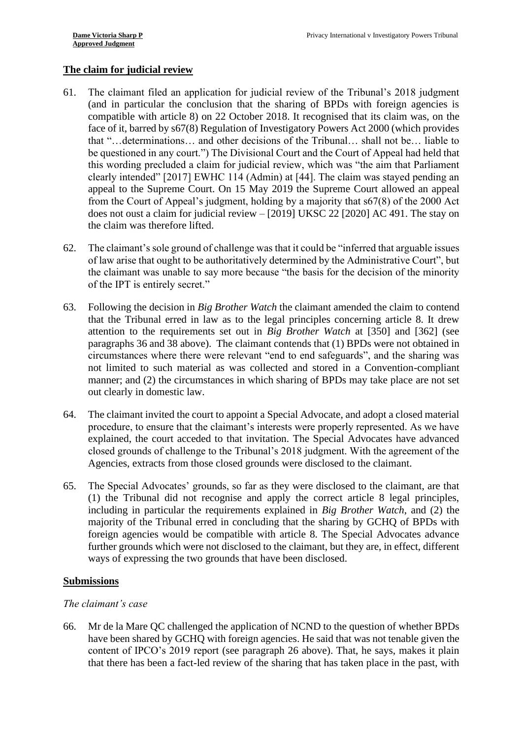## The claim for judicial review

61. The claimant filed an application for judicial review of the Tribunal's 2018 judgment (and in particular the conclusion that the sharing of BPDs with foreign agencies is compatible with article 8) on 22 October 2018. It recognised that its claim was, on the face of it, barred by s67(8) Regulation of Investigatory Powers Act 2000 (which provides that "…determinations… and other decisions of the Tribunal… shall not be… liable to be questioned in any court.") The Divisional Court and the Court of Appeal had held that this wording precluded a claim for judicial review, which was "the aim that Parliament clearly intended" [2017] EWHC 114 (Admin) at [44]. The claim was stayed pending an appeal to the Supreme Court. On 15 May 2019 the Supreme Court allowed an appeal from the Court of Appeal's judgment, holding by a majority that s67(8) of the 2000 Act does not oust a claim for judicial review – [2019] UKSC 22 [2020] AC 491. The stay on the claim was therefore lifted.

62. The claimant's sole ground of challenge was that it could be "inferred that arguable issues of law arise that ought to be authoritatively determined by the Administrative Court", but the claimant was unable to say more because "the basis for the decision of the minority of the IPT is entirely secret."

63. Following the decision in *Big Brother Watch* the claimant amended the claim to contend that the Tribunal erred in law as to the legal principles concerning article 8. It drew attention to the requirements set out in *Big Brother Watch* at [350] and [362] (see paragraphs 36 and 38 above). The claimant contends that (1) BPDs were not obtained in circumstances where there were relevant "end to end safeguards", and the sharing was not limited to such material as was collected and stored in a Convention-compliant manner; and (2) the circumstances in which sharing of BPDs may take place are not set out clearly in domestic law.

64. The claimant invited the court to appoint a Special Advocate, and adopt a closed material procedure, to ensure that the claimant's interests were properly represented. As we have explained, the court acceded to that invitation. The Special Advocates have advanced closed grounds of challenge to the Tribunal's 2018 judgment. With the agreement of the Agencies, extracts from those closed grounds were disclosed to the claimant.

65. The Special Advocates' grounds, so far as they were disclosed to the claimant, are that (1) the Tribunal did not recognise and apply the correct article 8 legal principles, including in particular the requirements explained in *Big Brother Watch*, and (2) the majority of the Tribunal erred in concluding that the sharing by GCHQ of BPDs with foreign agencies would be compatible with article 8. The Special Advocates advance further grounds which were not disclosed to the claimant, but they are, in effect, different ways of expressing the two grounds that have been disclosed.

## Submissions

### *The claimant's case*

66. Mr de la Mare QC challenged the application of NCND to the question of whether BPDs have been shared by GCHQ with foreign agencies. He said that was not tenable given the content of IPCO's 2019 report (see paragraph 26 above). That, he says, makes it plain that there has been a fact-led review of the sharing that has taken place in the past, with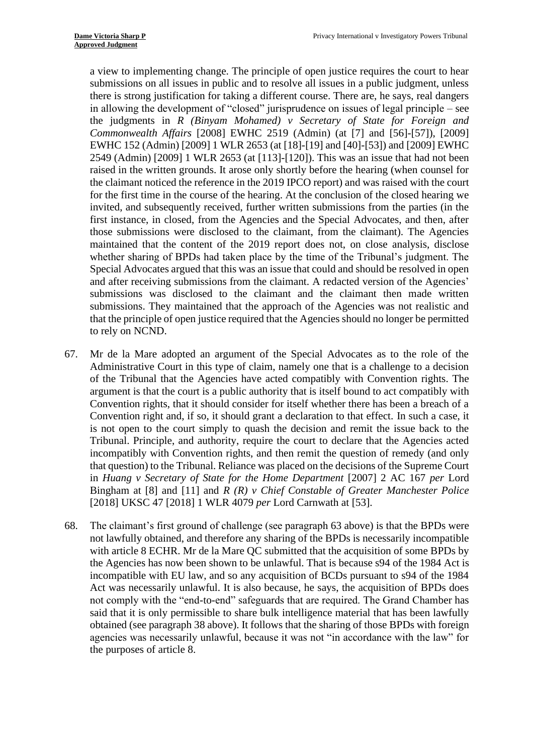a view to implementing change. The principle of open justice requires the court to hear submissions on all issues in public and to resolve all issues in a public judgment, unless there is strong justification for taking a different course. There are, he says, real dangers in allowing the development of "closed" jurisprudence on issues of legal principle – see the judgments in *R (Binyam Mohamed) v Secretary of State for Foreign and Commonwealth Affairs* [2008] EWHC 2519 (Admin) (at [7] and [56]-[57]), [2009] EWHC 152 (Admin) [2009] 1 WLR 2653 (at [18]-[19] and [40]-[53]) and [2009] EWHC 2549 (Admin) [2009] 1 WLR 2653 (at [113]-[120]). This was an issue that had not been raised in the written grounds. It arose only shortly before the hearing (when counsel for the claimant noticed the reference in the 2019 IPCO report) and was raised with the court for the first time in the course of the hearing. At the conclusion of the closed hearing we invited, and subsequently received, further written submissions from the parties (in the first instance, in closed, from the Agencies and the Special Advocates, and then, after those submissions were disclosed to the claimant, from the claimant). The Agencies maintained that the content of the 2019 report does not, on close analysis, disclose whether sharing of BPDs had taken place by the time of the Tribunal's judgment. The Special Advocates argued that this was an issue that could and should be resolved in open and after receiving submissions from the claimant. A redacted version of the Agencies' submissions was disclosed to the claimant and the claimant then made written submissions. They maintained that the approach of the Agencies was not realistic and that the principle of open justice required that the Agencies should no longer be permitted to rely on NCND.

67. Mr de la Mare adopted an argument of the Special Advocates as to the role of the Administrative Court in this type of claim, namely one that is a challenge to a decision of the Tribunal that the Agencies have acted compatibly with Convention rights. The argument is that the court is a public authority that is itself bound to act compatibly with Convention rights, that it should consider for itself whether there has been a breach of a Convention right and, if so, it should grant a declaration to that effect. In such a case, it is not open to the court simply to quash the decision and remit the issue back to the Tribunal. Principle, and authority, require the court to declare that the Agencies acted incompatibly with Convention rights, and then remit the question of remedy (and only that question) to the Tribunal. Reliance was placed on the decisions of the Supreme Court in *Huang v Secretary of State for the Home Department* [2007] 2 AC 167 *per* Lord Bingham at [8] and [11] and *R (R) v Chief Constable of Greater Manchester Police* [2018] UKSC 47 [2018] 1 WLR 4079 *per* Lord Carnwath at [53].

68. The claimant's first ground of challenge (see paragraph 63 above) is that the BPDs were not lawfully obtained, and therefore any sharing of the BPDs is necessarily incompatible with article 8 ECHR. Mr de la Mare QC submitted that the acquisition of some BPDs by the Agencies has now been shown to be unlawful. That is because s94 of the 1984 Act is incompatible with EU law, and so any acquisition of BCDs pursuant to s94 of the 1984 Act was necessarily unlawful. It is also because, he says, the acquisition of BPDs does not comply with the "end-to-end" safeguards that are required. The Grand Chamber has said that it is only permissible to share bulk intelligence material that has been lawfully obtained (see paragraph 38 above). It follows that the sharing of those BPDs with foreign agencies was necessarily unlawful, because it was not "in accordance with the law" for the purposes of article 8.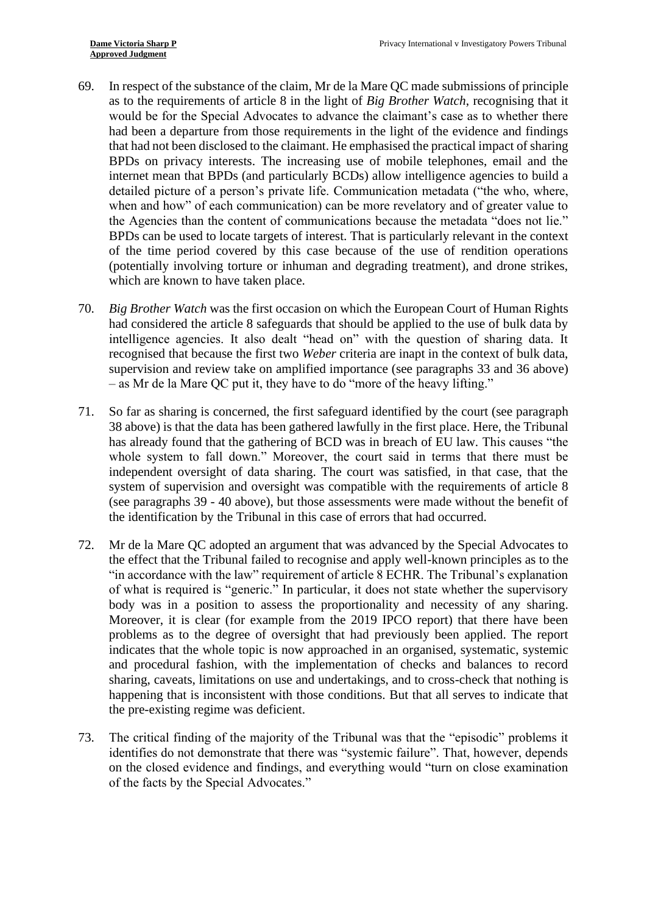69. In respect of the substance of the claim, Mr de la Mare QC made submissions of principle as to the requirements of article 8 in the light of *Big Brother Watch*, recognising that it would be for the Special Advocates to advance the claimant's case as to whether there had been a departure from those requirements in the light of the evidence and findings that had not been disclosed to the claimant. He emphasised the practical impact of sharing BPDs on privacy interests. The increasing use of mobile telephones, email and the internet mean that BPDs (and particularly BCDs) allow intelligence agencies to build a detailed picture of a person's private life. Communication metadata ("the who, where, when and how" of each communication) can be more revelatory and of greater value to the Agencies than the content of communications because the metadata "does not lie." BPDs can be used to locate targets of interest. That is particularly relevant in the context of the time period covered by this case because of the use of rendition operations (potentially involving torture or inhuman and degrading treatment), and drone strikes, which are known to have taken place.

70. *Big Brother Watch* was the first occasion on which the European Court of Human Rights had considered the article 8 safeguards that should be applied to the use of bulk data by intelligence agencies. It also dealt "head on" with the question of sharing data. It recognised that because the first two *Weber* criteria are inapt in the context of bulk data, supervision and review take on amplified importance (see paragraphs 33 and 36 above) – as Mr de la Mare QC put it, they have to do "more of the heavy lifting."

71. So far as sharing is concerned, the first safeguard identified by the court (see paragraph 38 above) is that the data has been gathered lawfully in the first place. Here, the Tribunal has already found that the gathering of BCD was in breach of EU law. This causes "the whole system to fall down." Moreover, the court said in terms that there must be independent oversight of data sharing. The court was satisfied, in that case, that the system of supervision and oversight was compatible with the requirements of article 8 (see paragraphs 39 - 40 above), but those assessments were made without the benefit of the identification by the Tribunal in this case of errors that had occurred.

72. Mr de la Mare QC adopted an argument that was advanced by the Special Advocates to the effect that the Tribunal failed to recognise and apply well-known principles as to the "in accordance with the law" requirement of article 8 ECHR. The Tribunal's explanation of what is required is "generic." In particular, it does not state whether the supervisory body was in a position to assess the proportionality and necessity of any sharing. Moreover, it is clear (for example from the 2019 IPCO report) that there have been problems as to the degree of oversight that had previously been applied. The report indicates that the whole topic is now approached in an organised, systematic, systemic and procedural fashion, with the implementation of checks and balances to record sharing, caveats, limitations on use and undertakings, and to cross-check that nothing is happening that is inconsistent with those conditions. But that all serves to indicate that the pre-existing regime was deficient.

73. The critical finding of the majority of the Tribunal was that the "episodic" problems it identifies do not demonstrate that there was "systemic failure". That, however, depends on the closed evidence and findings, and everything would "turn on close examination of the facts by the Special Advocates."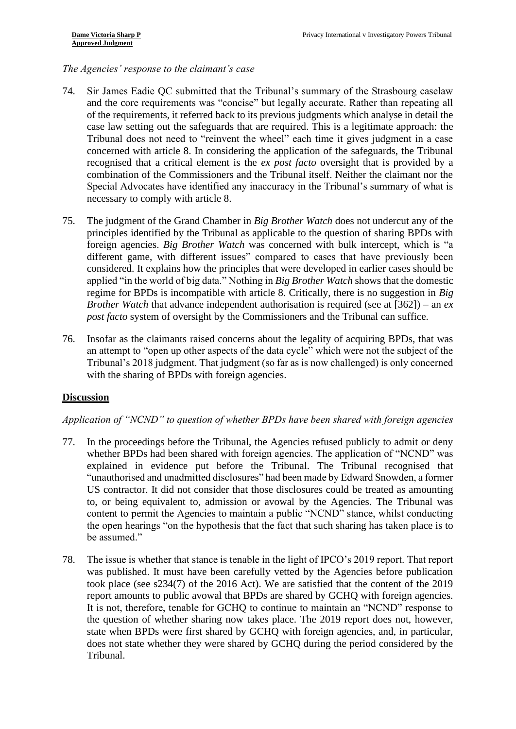*The Agencies' response to the claimant's case*

74. Sir James Eadie QC submitted that the Tribunal's summary of the Strasbourg caselaw and the core requirements was "concise" but legally accurate. Rather than repeating all of the requirements, it referred back to its previous judgments which analyse in detail the case law setting out the safeguards that are required. This is a legitimate approach: the Tribunal does not need to "reinvent the wheel" each time it gives judgment in a case concerned with article 8. In considering the application of the safeguards, the Tribunal recognised that a critical element is the *ex post facto* oversight that is provided by a combination of the Commissioners and the Tribunal itself. Neither the claimant nor the Special Advocates have identified any inaccuracy in the Tribunal's summary of what is necessary to comply with article 8.

75. The judgment of the Grand Chamber in *Big Brother Watch* does not undercut any of the principles identified by the Tribunal as applicable to the question of sharing BPDs with foreign agencies. *Big Brother Watch* was concerned with bulk intercept, which is "a different game, with different issues" compared to cases that have previously been considered. It explains how the principles that were developed in earlier cases should be applied "in the world of big data." Nothing in *Big Brother Watch* shows that the domestic regime for BPDs is incompatible with article 8. Critically, there is no suggestion in *Big Brother Watch* that advance independent authorisation is required (see at [362]) – an *ex post facto* system of oversight by the Commissioners and the Tribunal can suffice.

76. Insofar as the claimants raised concerns about the legality of acquiring BPDs, that was an attempt to "open up other aspects of the data cycle" which were not the subject of the Tribunal's 2018 judgment. That judgment (so far as is now challenged) is only concerned with the sharing of BPDs with foreign agencies.

## Discussion

*Application of "NCND" to question of whether BPDs have been shared with foreign agencies*

77. In the proceedings before the Tribunal, the Agencies refused publicly to admit or deny whether BPDs had been shared with foreign agencies. The application of "NCND" was explained in evidence put before the Tribunal. The Tribunal recognised that "unauthorised and unadmitted disclosures" had been made by Edward Snowden, a former US contractor. It did not consider that those disclosures could be treated as amounting to, or being equivalent to, admission or avowal by the Agencies. The Tribunal was content to permit the Agencies to maintain a public "NCND" stance, whilst conducting the open hearings "on the hypothesis that the fact that such sharing has taken place is to be assumed."

78. The issue is whether that stance is tenable in the light of IPCO's 2019 report. That report was published. It must have been carefully vetted by the Agencies before publication took place (see s234(7) of the 2016 Act). We are satisfied that the content of the 2019 report amounts to public avowal that BPDs are shared by GCHQ with foreign agencies. It is not, therefore, tenable for GCHQ to continue to maintain an "NCND" response to the question of whether sharing now takes place. The 2019 report does not, however, state when BPDs were first shared by GCHQ with foreign agencies, and, in particular, does not state whether they were shared by GCHQ during the period considered by the Tribunal.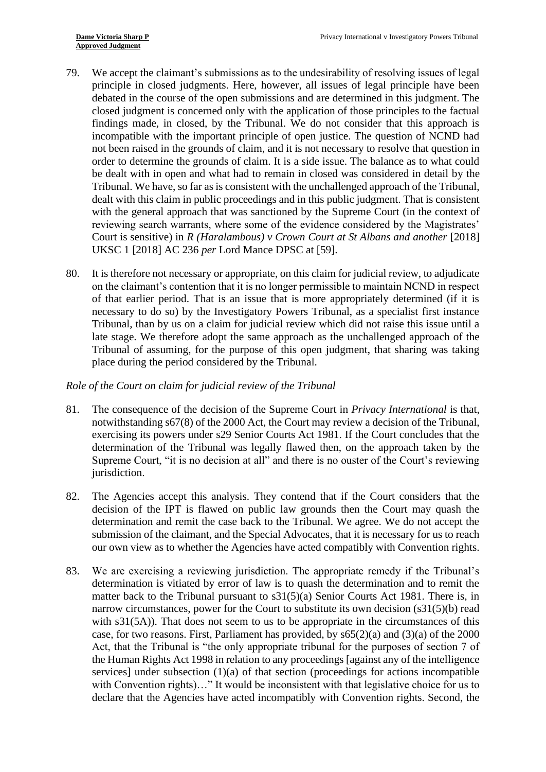79. We accept the claimant's submissions as to the undesirability of resolving issues of legal principle in closed judgments. Here, however, all issues of legal principle have been debated in the course of the open submissions and are determined in this judgment. The closed judgment is concerned only with the application of those principles to the factual findings made, in closed, by the Tribunal. We do not consider that this approach is incompatible with the important principle of open justice. The question of NCND had not been raised in the grounds of claim, and it is not necessary to resolve that question in order to determine the grounds of claim. It is a side issue. The balance as to what could be dealt with in open and what had to remain in closed was considered in detail by the Tribunal. We have, so far as is consistent with the unchallenged approach of the Tribunal, dealt with this claim in public proceedings and in this public judgment. That is consistent with the general approach that was sanctioned by the Supreme Court (in the context of reviewing search warrants, where some of the evidence considered by the Magistrates' Court is sensitive) in *R (Haralambous) v Crown Court at St Albans and another* [2018] UKSC 1 [2018] AC 236 *per* Lord Mance DPSC at [59].

80. It is therefore not necessary or appropriate, on this claim for judicial review, to adjudicate on the claimant's contention that it is no longer permissible to maintain NCND in respect of that earlier period. That is an issue that is more appropriately determined (if it is necessary to do so) by the Investigatory Powers Tribunal, as a specialist first instance Tribunal, than by us on a claim for judicial review which did not raise this issue until a late stage. We therefore adopt the same approach as the unchallenged approach of the Tribunal of assuming, for the purpose of this open judgment, that sharing was taking place during the period considered by the Tribunal.

*Role of the Court on claim for judicial review of the Tribunal*

81. The consequence of the decision of the Supreme Court in *Privacy International* is that, notwithstanding s67(8) of the 2000 Act, the Court may review a decision of the Tribunal, exercising its powers under s29 Senior Courts Act 1981. If the Court concludes that the determination of the Tribunal was legally flawed then, on the approach taken by the Supreme Court, "it is no decision at all" and there is no ouster of the Court's reviewing jurisdiction.

82. The Agencies accept this analysis. They contend that if the Court considers that the decision of the IPT is flawed on public law grounds then the Court may quash the determination and remit the case back to the Tribunal. We agree. We do not accept the submission of the claimant, and the Special Advocates, that it is necessary for us to reach our own view as to whether the Agencies have acted compatibly with Convention rights.

83. We are exercising a reviewing jurisdiction. The appropriate remedy if the Tribunal's determination is vitiated by error of law is to quash the determination and to remit the matter back to the Tribunal pursuant to s31(5)(a) Senior Courts Act 1981. There is, in narrow circumstances, power for the Court to substitute its own decision (s31(5)(b) read with s31(5A)). That does not seem to us to be appropriate in the circumstances of this case, for two reasons. First, Parliament has provided, by s65(2)(a) and (3)(a) of the 2000 Act, that the Tribunal is "the only appropriate tribunal for the purposes of section 7 of the Human Rights Act 1998 in relation to any proceedings [against any of the intelligence services] under subsection (1)(a) of that section (proceedings for actions incompatible with Convention rights)…" It would be inconsistent with that legislative choice for us to declare that the Agencies have acted incompatibly with Convention rights. Second, the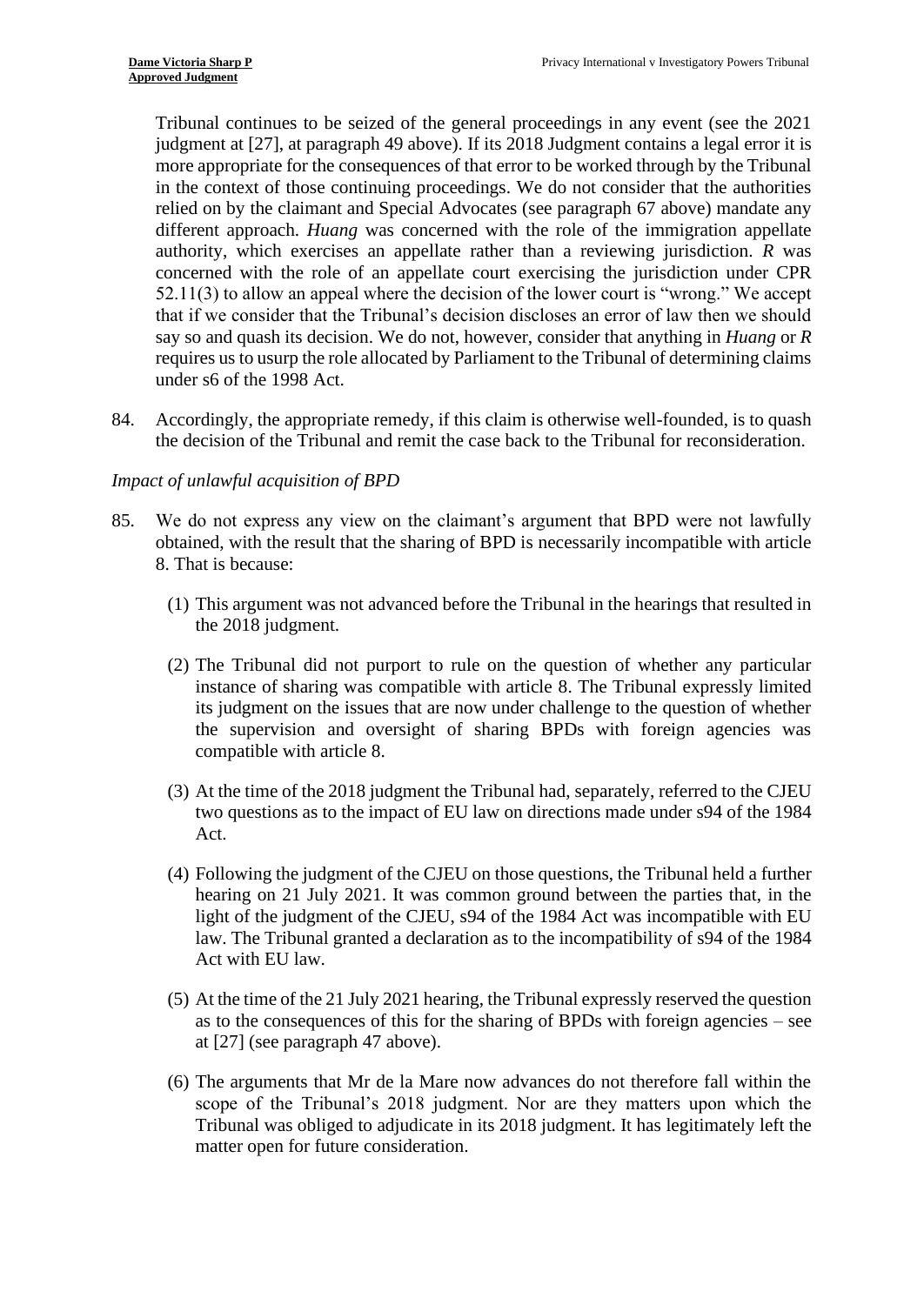Tribunal continues to be seized of the general proceedings in any event (see the 2021 judgment at [27], at paragraph 49 above). If its 2018 Judgment contains a legal error it is more appropriate for the consequences of that error to be worked through by the Tribunal in the context of those continuing proceedings. We do not consider that the authorities relied on by the claimant and Special Advocates (see paragraph 67 above) mandate any different approach. *Huang* was concerned with the role of the immigration appellate authority, which exercises an appellate rather than a reviewing jurisdiction. *R* was concerned with the role of an appellate court exercising the jurisdiction under CPR 52.11(3) to allow an appeal where the decision of the lower court is "wrong." We accept that if we consider that the Tribunal's decision discloses an error of law then we should say so and quash its decision. We do not, however, consider that anything in *Huang* or *R* requires us to usurp the role allocated by Parliament to the Tribunal of determining claims under s6 of the 1998 Act.

84. Accordingly, the appropriate remedy, if this claim is otherwise well-founded, is to quash the decision of the Tribunal and remit the case back to the Tribunal for reconsideration.

*Impact of unlawful acquisition of BPD*

85. We do not express any view on the claimant's argument that BPD were not lawfully obtained, with the result that the sharing of BPD is necessarily incompatible with article 8. That is because:

    (1) This argument was not advanced before the Tribunal in the hearings that resulted in the 2018 judgment.

    (2) The Tribunal did not purport to rule on the question of whether any particular instance of sharing was compatible with article 8. The Tribunal expressly limited its judgment on the issues that are now under challenge to the question of whether the supervision and oversight of sharing BPDs with foreign agencies was compatible with article 8.

    (3) At the time of the 2018 judgment the Tribunal had, separately, referred to the CJEU two questions as to the impact of EU law on directions made under s94 of the 1984 Act.

    (4) Following the judgment of the CJEU on those questions, the Tribunal held a further hearing on 21 July 2021. It was common ground between the parties that, in the light of the judgment of the CJEU, s94 of the 1984 Act was incompatible with EU law. The Tribunal granted a declaration as to the incompatibility of s94 of the 1984 Act with EU law.

    (5) At the time of the 21 July 2021 hearing, the Tribunal expressly reserved the question as to the consequences of this for the sharing of BPDs with foreign agencies – see at [27] (see paragraph 47 above).

    (6) The arguments that Mr de la Mare now advances do not therefore fall within the scope of the Tribunal's 2018 judgment. Nor are they matters upon which the Tribunal was obliged to adjudicate in its 2018 judgment. It has legitimately left the matter open for future consideration.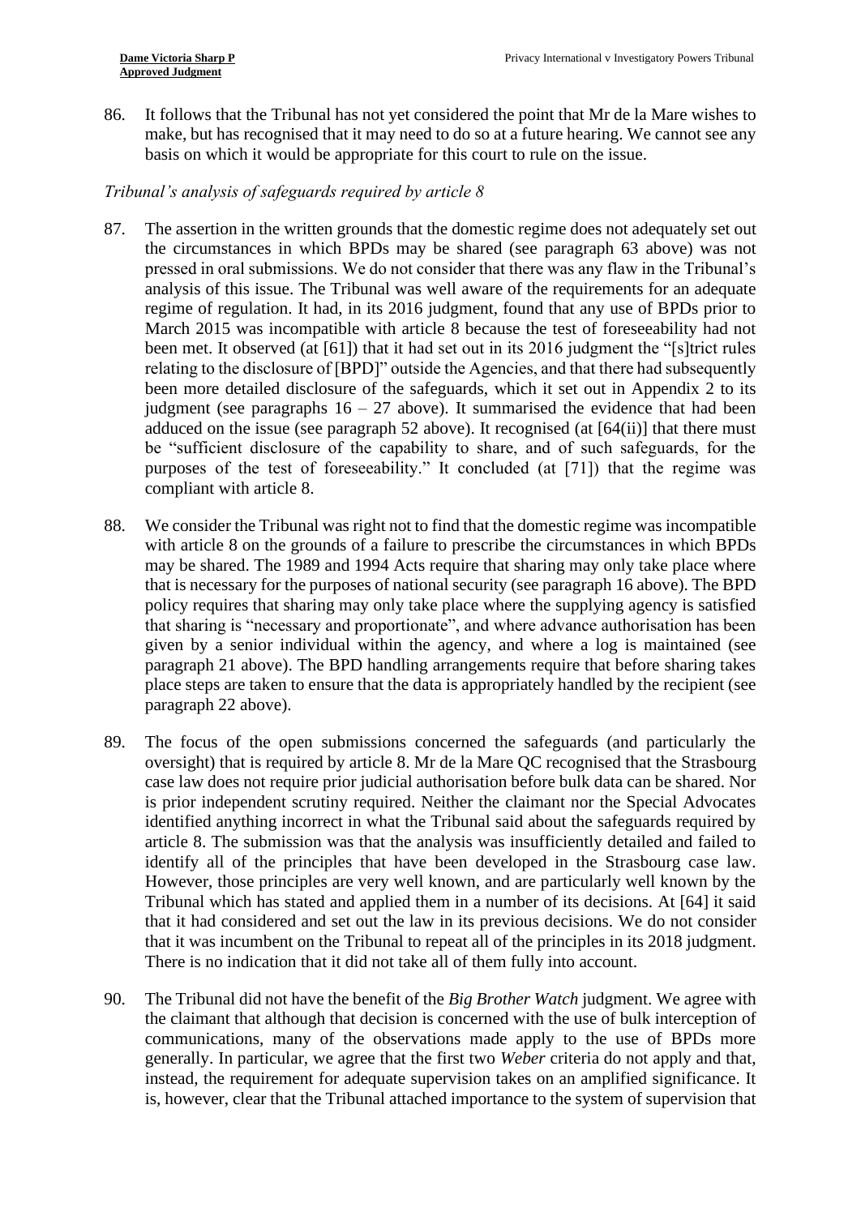86. It follows that the Tribunal has not yet considered the point that Mr de la Mare wishes to make, but has recognised that it may need to do so at a future hearing. We cannot see any basis on which it would be appropriate for this court to rule on the issue.

*Tribunal's analysis of safeguards required by article 8*

87. The assertion in the written grounds that the domestic regime does not adequately set out the circumstances in which BPDs may be shared (see paragraph 63 above) was not pressed in oral submissions. We do not consider that there was any flaw in the Tribunal's analysis of this issue. The Tribunal was well aware of the requirements for an adequate regime of regulation. It had, in its 2016 judgment, found that any use of BPDs prior to March 2015 was incompatible with article 8 because the test of foreseeability had not been met. It observed (at [61]) that it had set out in its 2016 judgment the "[s]trict rules relating to the disclosure of [BPD]" outside the Agencies, and that there had subsequently been more detailed disclosure of the safeguards, which it set out in Appendix 2 to its judgment (see paragraphs 16 – 27 above). It summarised the evidence that had been adduced on the issue (see paragraph 52 above). It recognised (at [64(ii)] that there must be "sufficient disclosure of the capability to share, and of such safeguards, for the purposes of the test of foreseeability." It concluded (at [71]) that the regime was compliant with article 8.

88. We consider the Tribunal was right not to find that the domestic regime was incompatible with article 8 on the grounds of a failure to prescribe the circumstances in which BPDs may be shared. The 1989 and 1994 Acts require that sharing may only take place where that is necessary for the purposes of national security (see paragraph 16 above). The BPD policy requires that sharing may only take place where the supplying agency is satisfied that sharing is "necessary and proportionate", and where advance authorisation has been given by a senior individual within the agency, and where a log is maintained (see paragraph 21 above). The BPD handling arrangements require that before sharing takes place steps are taken to ensure that the data is appropriately handled by the recipient (see paragraph 22 above).

89. The focus of the open submissions concerned the safeguards (and particularly the oversight) that is required by article 8. Mr de la Mare QC recognised that the Strasbourg case law does not require prior judicial authorisation before bulk data can be shared. Nor is prior independent scrutiny required. Neither the claimant nor the Special Advocates identified anything incorrect in what the Tribunal said about the safeguards required by article 8. The submission was that the analysis was insufficiently detailed and failed to identify all of the principles that have been developed in the Strasbourg case law. However, those principles are very well known, and are particularly well known by the Tribunal which has stated and applied them in a number of its decisions. At [64] it said that it had considered and set out the law in its previous decisions. We do not consider that it was incumbent on the Tribunal to repeat all of the principles in its 2018 judgment. There is no indication that it did not take all of them fully into account.

90. The Tribunal did not have the benefit of the *Big Brother Watch* judgment. We agree with the claimant that although that decision is concerned with the use of bulk interception of communications, many of the observations made apply to the use of BPDs more generally. In particular, we agree that the first two *Weber* criteria do not apply and that, instead, the requirement for adequate supervision takes on an amplified significance. It is, however, clear that the Tribunal attached importance to the system of supervision that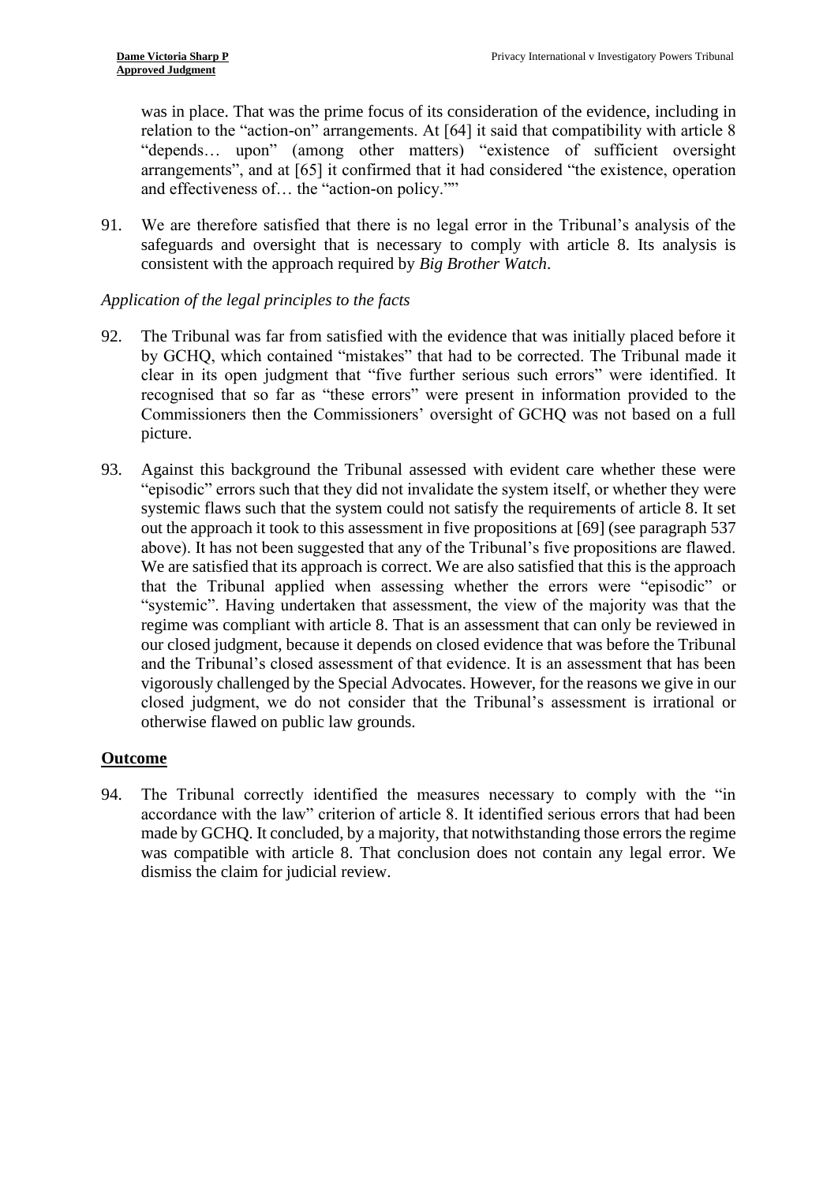was in place. That was the prime focus of its consideration of the evidence, including in relation to the "action-on" arrangements. At [64] it said that compatibility with article 8 "depends… upon" (among other matters) "existence of sufficient oversight arrangements", and at [65] it confirmed that it had considered "the existence, operation and effectiveness of… the "action-on policy.""

91. We are therefore satisfied that there is no legal error in the Tribunal's analysis of the safeguards and oversight that is necessary to comply with article 8. Its analysis is consistent with the approach required by *Big Brother Watch*.

*Application of the legal principles to the facts*

92. The Tribunal was far from satisfied with the evidence that was initially placed before it by GCHQ, which contained "mistakes" that had to be corrected. The Tribunal made it clear in its open judgment that "five further serious such errors" were identified. It recognised that so far as "these errors" were present in information provided to the Commissioners then the Commissioners' oversight of GCHQ was not based on a full picture.

93. Against this background the Tribunal assessed with evident care whether these were "episodic" errors such that they did not invalidate the system itself, or whether they were systemic flaws such that the system could not satisfy the requirements of article 8. It set out the approach it took to this assessment in five propositions at [69] (see paragraph 537 above). It has not been suggested that any of the Tribunal's five propositions are flawed. We are satisfied that its approach is correct. We are also satisfied that this is the approach that the Tribunal applied when assessing whether the errors were "episodic" or "systemic". Having undertaken that assessment, the view of the majority was that the regime was compliant with article 8. That is an assessment that can only be reviewed in our closed judgment, because it depends on closed evidence that was before the Tribunal and the Tribunal's closed assessment of that evidence. It is an assessment that has been vigorously challenged by the Special Advocates. However, for the reasons we give in our closed judgment, we do not consider that the Tribunal's assessment is irrational or otherwise flawed on public law grounds.

## Outcome

94. The Tribunal correctly identified the measures necessary to comply with the "in accordance with the law" criterion of article 8. It identified serious errors that had been made by GCHQ. It concluded, by a majority, that notwithstanding those errors the regime was compatible with article 8. That conclusion does not contain any legal error. We dismiss the claim for judicial review.